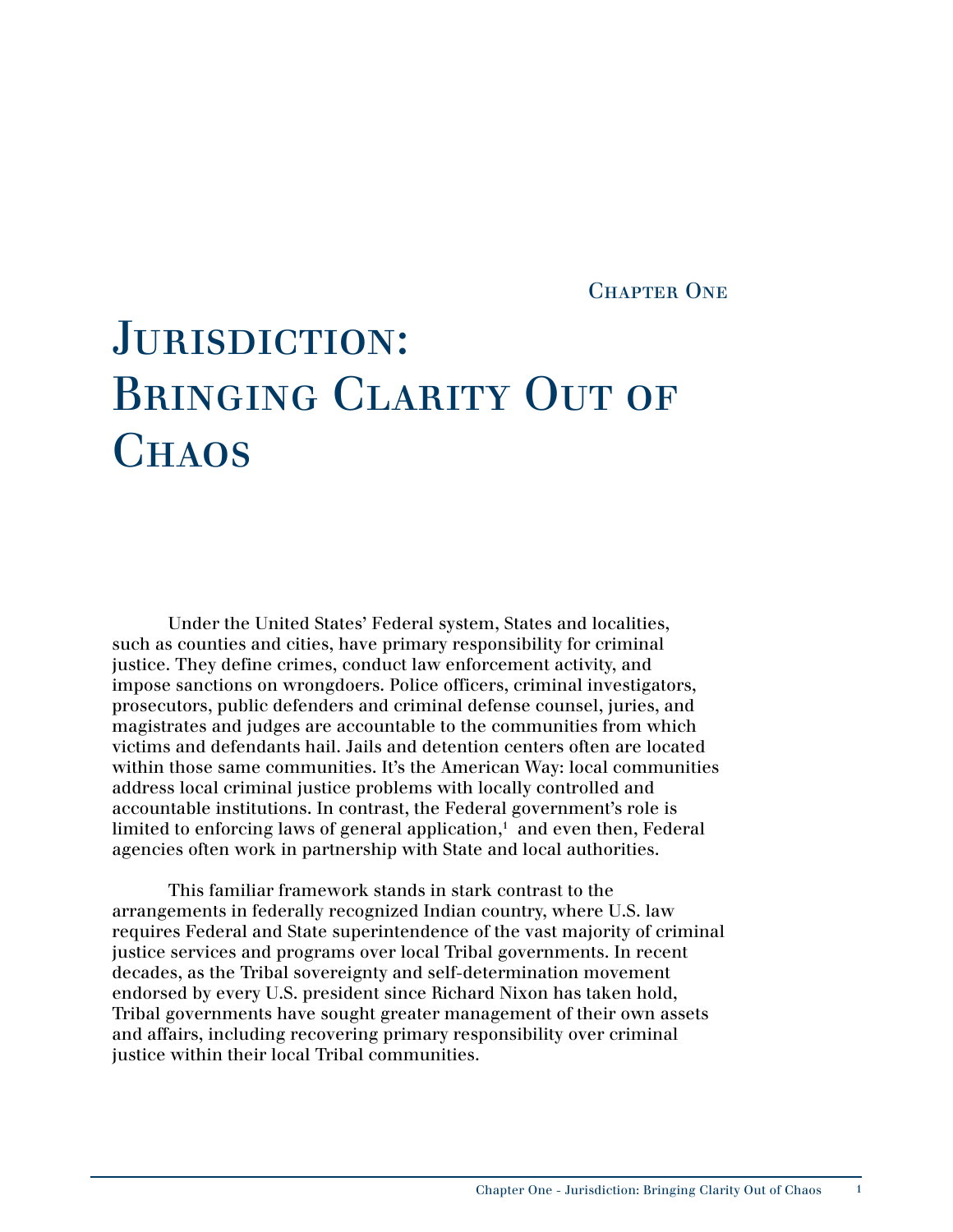## Chapter One

# Jurisdiction: Bringing Clarity Out of Chaos

Under the United States' Federal system, States and localities, such as counties and cities, have primary responsibility for criminal justice. They define crimes, conduct law enforcement activity, and impose sanctions on wrongdoers. Police officers, criminal investigators, prosecutors, public defenders and criminal defense counsel, juries, and magistrates and judges are accountable to the communities from which victims and defendants hail. Jails and detention centers often are located within those same communities. It's the American Way: local communities address local criminal justice problems with locally controlled and accountable institutions. In contrast, the Federal government's role is limited to enforcing laws of general application,[1] and even then, Federal agencies often work in partnership with State and local authorities.

This familiar framework stands in stark contrast to the arrangements in federally recognized Indian country, where U.S. law requires Federal and State superintendence of the vast majority of criminal justice services and programs over local Tribal governments. In recent decades, as the Tribal sovereignty and self-determination movement endorsed by every U.S. president since Richard Nixon has taken hold, Tribal governments have sought greater management of their own assets and affairs, including recovering primary responsibility over criminal justice within their local Tribal communities.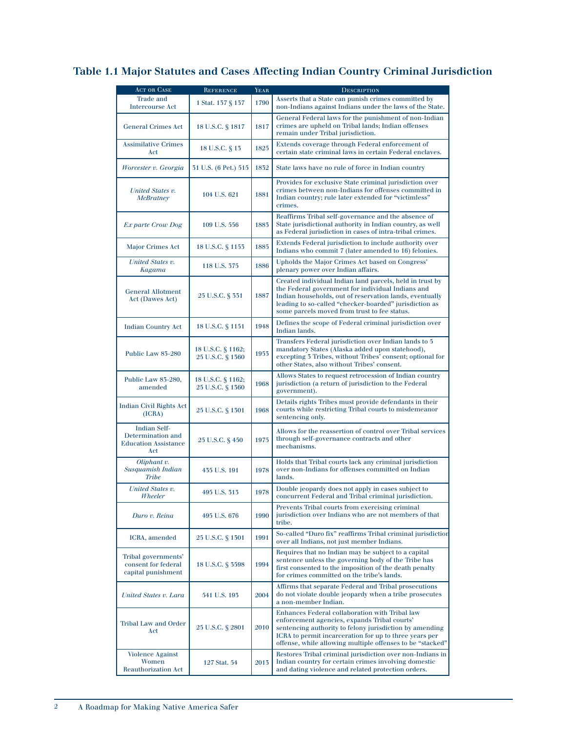## Table 1.1 Major Statutes and Cases Affecting Indian Country Criminal Jurisdiction

| Act or Case | Reference | Year | Description |
|---|---|---|---|
| Trade and Intercourse Act | 1 Stat. 137 § 137 | 1790 | Asserts that a State can punish crimes committed by non-Indians against Indians under the laws of the State. |
| General Crimes Act | 18 U.S.C. § 1817 | 1817 | General Federal laws for the punishment of non-Indian crimes are upheld on Tribal lands; Indian offenses remain under Tribal jurisdiction. |
| Assimilative Crimes Act | 18 U.S.C. § 13 | 1825 | Extends coverage through Federal enforcement of certain state criminal laws in certain Federal enclaves. |
| *Worcester v. Georgia* | 31 U.S. (6 Pet.) 515 | 1832 | State laws have no rule of force in Indian country |
| *United States v. McBratney* | 104 U.S. 621 | 1881 | Provides for exclusive State criminal jurisdiction over crimes between non-Indians for offenses committed in Indian country; rule later extended for "victimless" crimes. |
| *Ex parte Crow Dog* | 109 U.S. 556 | 1883 | Reaffirms Tribal self-governance and the absence of State jurisdictional authority in Indian country, as well as Federal jurisdiction in cases of intra-tribal crimes. |
| Major Crimes Act | 18 U.S.C. § 1153 | 1885 | Extends Federal jurisdiction to include authority over Indians who commit 7 (later amended to 16) felonies. |
| *United States v. Kagama* | 118 U.S. 375 | 1886 | Upholds the Major Crimes Act based on Congress' plenary power over Indian affairs. |
| General Allotment Act (Dawes Act) | 25 U.S.C. § 331 | 1887 | Created individual Indian land parcels, held in trust by the Federal government for individual Indians and Indian households, out of reservation lands, eventually leading to so-called "checker-boarded" jurisdiction as some parcels moved from trust to fee status. |
| Indian Country Act | 18 U.S.C. § 1151 | 1948 | Defines the scope of Federal criminal jurisdiction over Indian lands. |
| Public Law 83-280 | 18 U.S.C. § 1162; 25 U.S.C. § 1360 | 1953 | Transfers Federal jurisdiction over Indian lands to 5 mandatory States (Alaska added upon statehood), excepting 3 Tribes, without Tribes' consent; optional for other States, also without Tribes' consent. |
| Public Law 83-280, amended | 18 U.S.C. § 1162; 25 U.S.C. § 1360 | 1968 | Allows States to request retrocession of Indian country jurisdiction (a return of jurisdiction to the Federal government). |
| Indian Civil Rights Act (ICRA) | 25 U.S.C. § 1301 | 1968 | Details rights Tribes must provide defendants in their courts while restricting Tribal courts to misdemeanor sentencing only. |
| Indian Self-Determination and Education Assistance Act | 25 U.S.C. § 450 | 1975 | Allows for the reassertion of control over Tribal services through self-governance contracts and other mechanisms. |
| *Oliphant v. Susquamish Indian Tribe* | 435 U.S. 191 | 1978 | Holds that Tribal courts lack any criminal jurisdiction over non-Indians for offenses committed on Indian lands. |
| *United States v. Wheeler* | 495 U.S. 313 | 1978 | Double jeopardy does not apply in cases subject to concurrent Federal and Tribal criminal jurisdiction. |
| *Duro v. Reina* | 495 U.S. 676 | 1990 | Prevents Tribal courts from exercising criminal jurisdiction over Indians who are not members of that tribe. |
| ICRA, amended | 25 U.S.C. § 1301 | 1991 | So-called "Duro fix" reaffirms Tribal criminal jurisdiction over all Indians, not just member Indians. |
| Tribal governments' consent for federal capital punishment | 18 U.S.C. § 3598 | 1994 | Requires that no Indian may be subject to a capital sentence unless the governing body of the Tribe has first consented to the imposition of the death penalty for crimes committed on the tribe's lands. |
| *United States v. Lara* | 541 U.S. 193 | 2004 | Affirms that separate Federal and Tribal prosecutions do not violate double jeopardy when a tribe prosecutes a non-member Indian. |
| Tribal Law and Order Act | 25 U.S.C. § 2801 | 2010 | Enhances Federal collaboration with Tribal law enforcement agencies, expands Tribal courts' sentencing authority to felony jurisdiction by amending ICRA to permit incarceration for up to three years per offense, while allowing multiple offenses to be "stacked" |
| Violence Against Women Reauthorization Act | 127 Stat. 54 | 2013 | Restores Tribal criminal jurisdiction over non-Indians in Indian country for certain crimes involving domestic and dating violence and related protection orders. |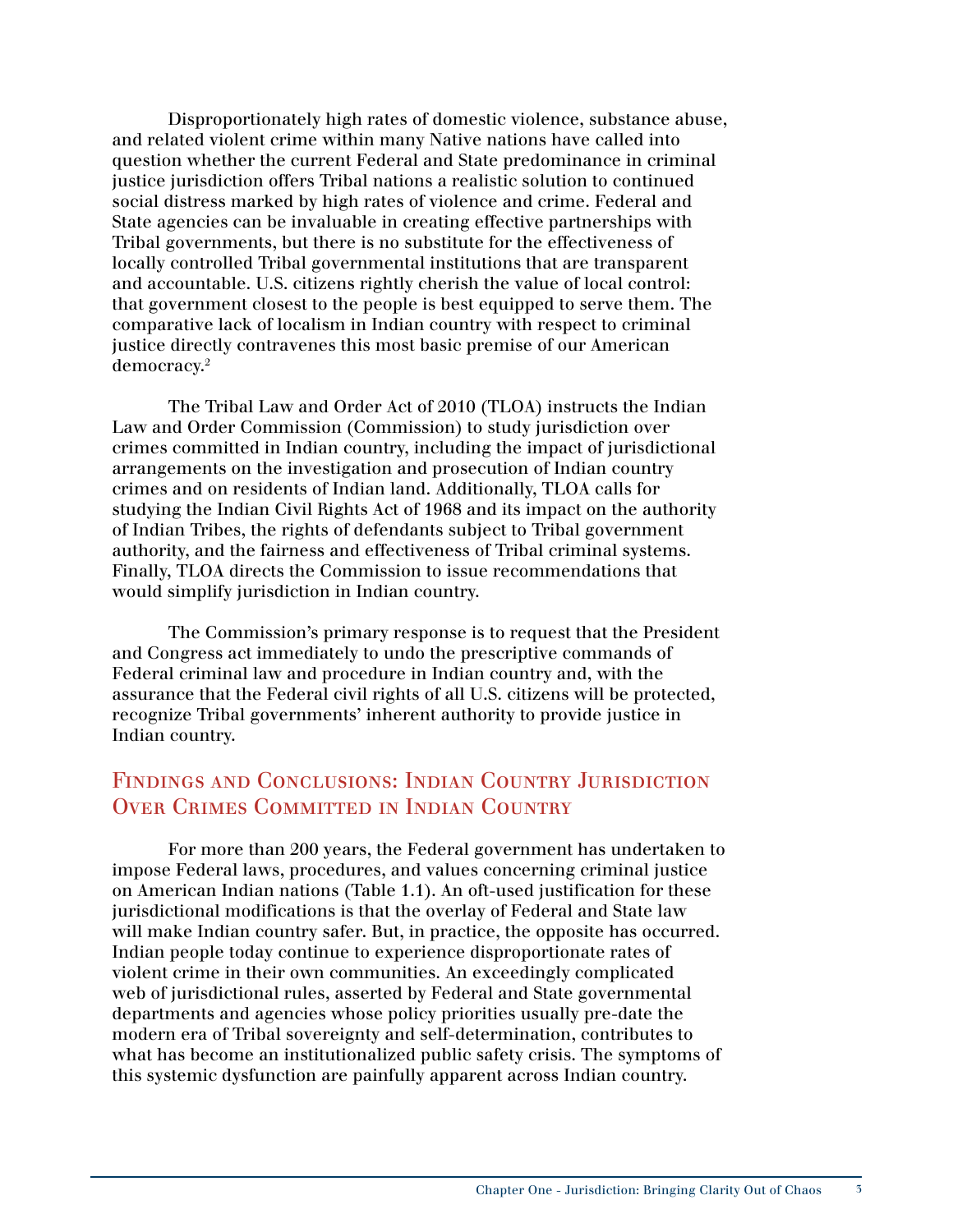Disproportionately high rates of domestic violence, substance abuse, and related violent crime within many Native nations have called into question whether the current Federal and State predominance in criminal justice jurisdiction offers Tribal nations a realistic solution to continued social distress marked by high rates of violence and crime. Federal and State agencies can be invaluable in creating effective partnerships with Tribal governments, but there is no substitute for the effectiveness of locally controlled Tribal governmental institutions that are transparent and accountable. U.S. citizens rightly cherish the value of local control: that government closest to the people is best equipped to serve them. The comparative lack of localism in Indian country with respect to criminal justice directly contravenes this most basic premise of our American democracy.[2]

The Tribal Law and Order Act of 2010 (TLOA) instructs the Indian Law and Order Commission (Commission) to study jurisdiction over crimes committed in Indian country, including the impact of jurisdictional arrangements on the investigation and prosecution of Indian country crimes and on residents of Indian land. Additionally, TLOA calls for studying the Indian Civil Rights Act of 1968 and its impact on the authority of Indian Tribes, the rights of defendants subject to Tribal government authority, and the fairness and effectiveness of Tribal criminal systems. Finally, TLOA directs the Commission to issue recommendations that would simplify jurisdiction in Indian country.

The Commission's primary response is to request that the President and Congress act immediately to undo the prescriptive commands of Federal criminal law and procedure in Indian country and, with the assurance that the Federal civil rights of all U.S. citizens will be protected, recognize Tribal governments' inherent authority to provide justice in Indian country.

## Findings and Conclusions: Indian Country Jurisdiction Over Crimes Committed in Indian Country

For more than 200 years, the Federal government has undertaken to impose Federal laws, procedures, and values concerning criminal justice on American Indian nations (Table 1.1). An oft-used justification for these jurisdictional modifications is that the overlay of Federal and State law will make Indian country safer. But, in practice, the opposite has occurred. Indian people today continue to experience disproportionate rates of violent crime in their own communities. An exceedingly complicated web of jurisdictional rules, asserted by Federal and State governmental departments and agencies whose policy priorities usually pre-date the modern era of Tribal sovereignty and self-determination, contributes to what has become an institutionalized public safety crisis. The symptoms of this systemic dysfunction are painfully apparent across Indian country.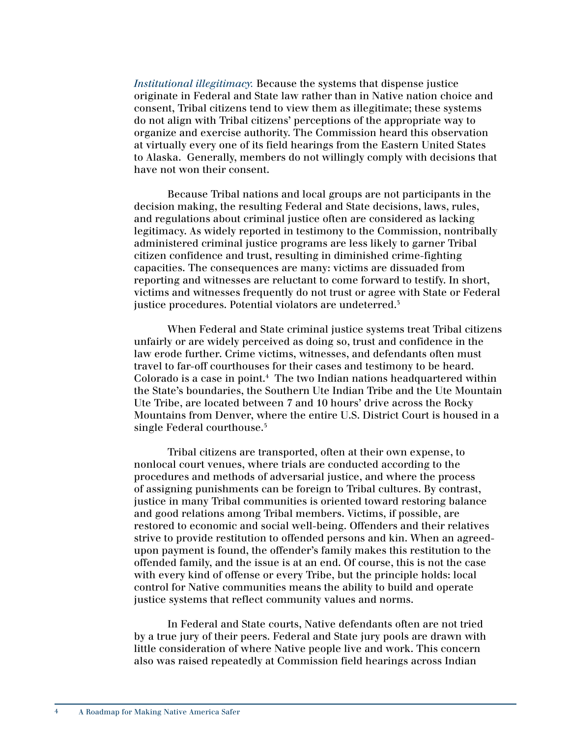*Institutional illegitimacy.* Because the systems that dispense justice originate in Federal and State law rather than in Native nation choice and consent, Tribal citizens tend to view them as illegitimate; these systems do not align with Tribal citizens' perceptions of the appropriate way to organize and exercise authority. The Commission heard this observation at virtually every one of its field hearings from the Eastern United States to Alaska. Generally, members do not willingly comply with decisions that have not won their consent.

Because Tribal nations and local groups are not participants in the decision making, the resulting Federal and State decisions, laws, rules, and regulations about criminal justice often are considered as lacking legitimacy. As widely reported in testimony to the Commission, nontribally administered criminal justice programs are less likely to garner Tribal citizen confidence and trust, resulting in diminished crime-fighting capacities. The consequences are many: victims are dissuaded from reporting and witnesses are reluctant to come forward to testify. In short, victims and witnesses frequently do not trust or agree with State or Federal justice procedures. Potential violators are undeterred.[3]

When Federal and State criminal justice systems treat Tribal citizens unfairly or are widely perceived as doing so, trust and confidence in the law erode further. Crime victims, witnesses, and defendants often must travel to far-off courthouses for their cases and testimony to be heard. Colorado is a case in point.[4] The two Indian nations headquartered within the State's boundaries, the Southern Ute Indian Tribe and the Ute Mountain Ute Tribe, are located between 7 and 10 hours' drive across the Rocky Mountains from Denver, where the entire U.S. District Court is housed in a single Federal courthouse.[5]

Tribal citizens are transported, often at their own expense, to nonlocal court venues, where trials are conducted according to the procedures and methods of adversarial justice, and where the process of assigning punishments can be foreign to Tribal cultures. By contrast, justice in many Tribal communities is oriented toward restoring balance and good relations among Tribal members. Victims, if possible, are restored to economic and social well-being. Offenders and their relatives strive to provide restitution to offended persons and kin. When an agreed-upon payment is found, the offender's family makes this restitution to the offended family, and the issue is at an end. Of course, this is not the case with every kind of offense or every Tribe, but the principle holds: local control for Native communities means the ability to build and operate justice systems that reflect community values and norms.

In Federal and State courts, Native defendants often are not tried by a true jury of their peers. Federal and State jury pools are drawn with little consideration of where Native people live and work. This concern also was raised repeatedly at Commission field hearings across Indian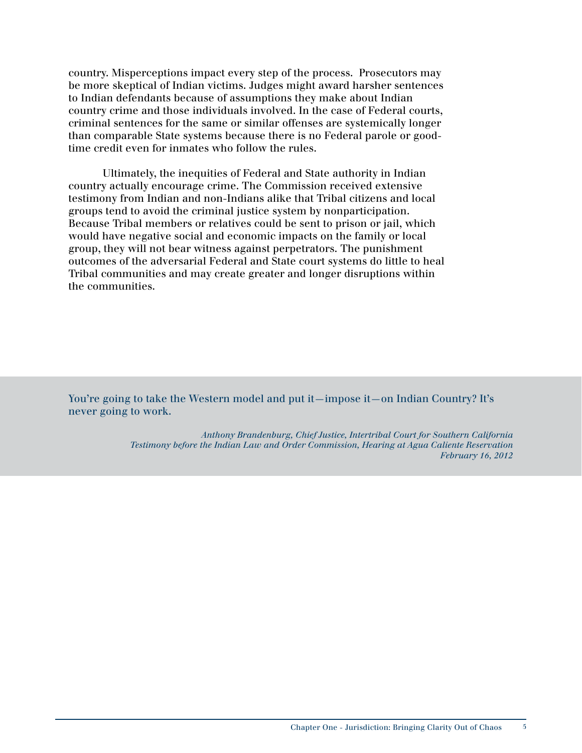country. Misperceptions impact every step of the process. Prosecutors may be more skeptical of Indian victims. Judges might award harsher sentences to Indian defendants because of assumptions they make about Indian country crime and those individuals involved. In the case of Federal courts, criminal sentences for the same or similar offenses are systemically longer than comparable State systems because there is no Federal parole or good-time credit even for inmates who follow the rules.

Ultimately, the inequities of Federal and State authority in Indian country actually encourage crime. The Commission received extensive testimony from Indian and non-Indians alike that Tribal citizens and local groups tend to avoid the criminal justice system by nonparticipation. Because Tribal members or relatives could be sent to prison or jail, which would have negative social and economic impacts on the family or local group, they will not bear witness against perpetrators. The punishment outcomes of the adversarial Federal and State court systems do little to heal Tribal communities and may create greater and longer disruptions within the communities.

> You're going to take the Western model and put it—impose it—on Indian Country? It's never going to work.
>
> *Anthony Brandenburg, Chief Justice, Intertribal Court for Southern California*
> *Testimony before the Indian Law and Order Commission, Hearing at Agua Caliente Reservation*
> *February 16, 2012*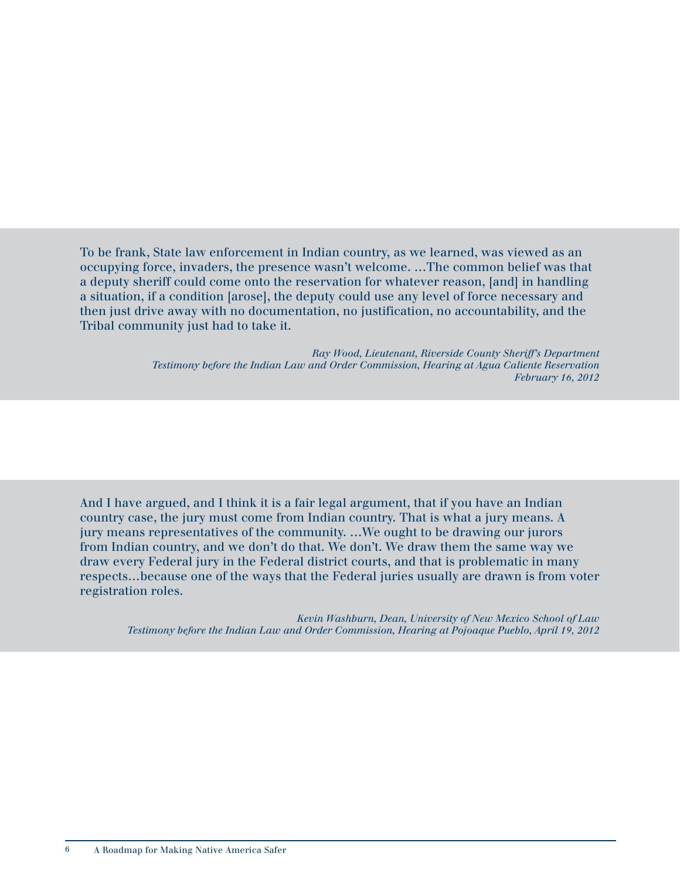> To be frank, State law enforcement in Indian country, as we learned, was viewed as an occupying force, invaders, the presence wasn't welcome. …The common belief was that a deputy sheriff could come onto the reservation for whatever reason, [and] in handling a situation, if a condition [arose], the deputy could use any level of force necessary and then just drive away with no documentation, no justification, no accountability, and the Tribal community just had to take it.
>
> *Ray Wood, Lieutenant, Riverside County Sheriff's Department*
> *Testimony before the Indian Law and Order Commission, Hearing at Agua Caliente Reservation*
> *February 16, 2012*

> And I have argued, and I think it is a fair legal argument, that if you have an Indian country case, the jury must come from Indian country. That is what a jury means. A jury means representatives of the community. …We ought to be drawing our jurors from Indian country, and we don't do that. We don't. We draw them the same way we draw every Federal jury in the Federal district courts, and that is problematic in many respects…because one of the ways that the Federal juries usually are drawn is from voter registration roles.
>
> *Kevin Washburn, Dean, University of New Mexico School of Law*
> *Testimony before the Indian Law and Order Commission, Hearing at Pojoaque Pueblo, April 19, 2012*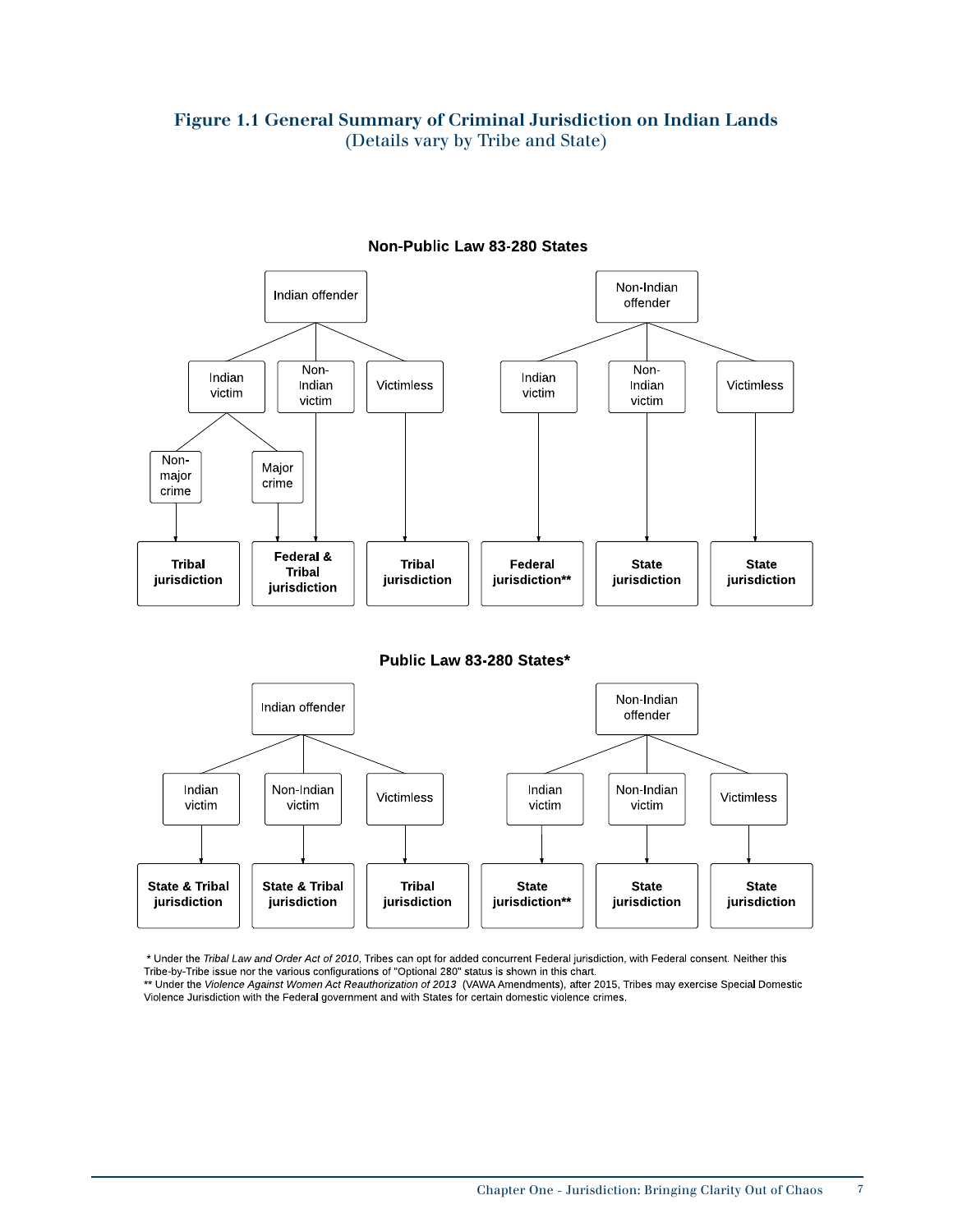## Figure 1.1 General Summary of Criminal Jurisdiction on Indian Lands
(Details vary by Tribe and State)

### Non-Public Law 83-280 States

- **Indian offender**
  - Indian victim
    - Non-major crime → **Tribal jurisdiction**
    - Major crime → **Federal & Tribal jurisdiction**
  - Non-Indian victim → **Federal & Tribal jurisdiction**
  - Victimless → **Tribal jurisdiction**
- **Non-Indian offender**
  - Indian victim → **Federal jurisdiction****
  - Non-Indian victim → **State jurisdiction**
  - Victimless → **State jurisdiction**

### Public Law 83-280 States*

- **Indian offender**
  - Indian victim → **State & Tribal jurisdiction**
  - Non-Indian victim → **State & Tribal jurisdiction**
  - Victimless → **Tribal jurisdiction**
- **Non-Indian offender**
  - Indian victim → **State jurisdiction****
  - Non-Indian victim → **State jurisdiction**
  - Victimless → **State jurisdiction**

\* Under the *Tribal Law and Order Act of 2010*, Tribes can opt for added concurrent Federal jurisdiction, with Federal consent. Neither this Tribe-by-Tribe issue nor the various configurations of "Optional 280" status is shown in this chart.

\*\* Under the *Violence Against Women Act Reauthorization of 2013* (VAWA Amendments), after 2015, Tribes may exercise Special Domestic Violence Jurisdiction with the Federal government and with States for certain domestic violence crimes.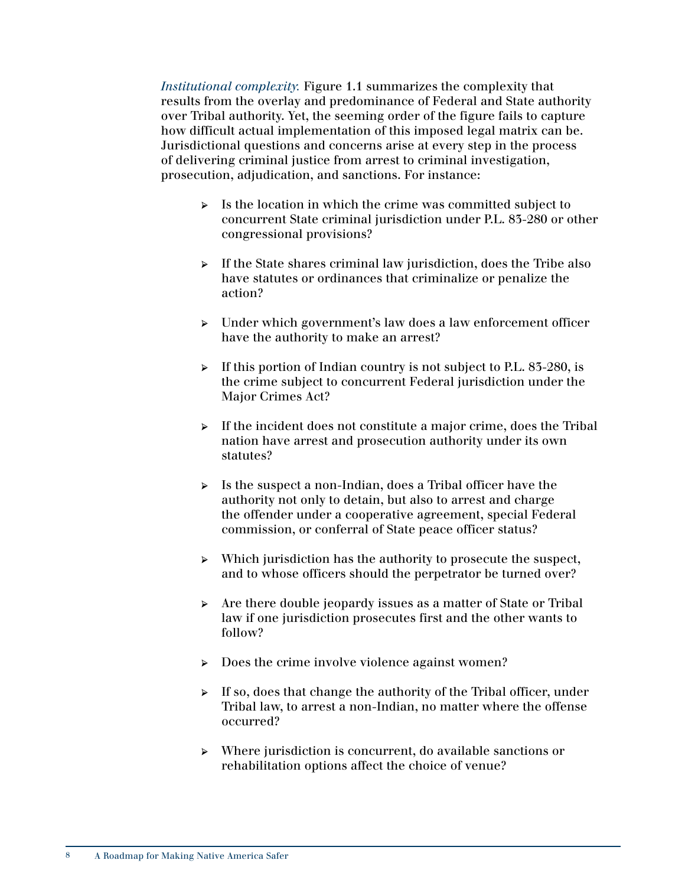*Institutional complexity.* Figure 1.1 summarizes the complexity that results from the overlay and predominance of Federal and State authority over Tribal authority. Yet, the seeming order of the figure fails to capture how difficult actual implementation of this imposed legal matrix can be. Jurisdictional questions and concerns arise at every step in the process of delivering criminal justice from arrest to criminal investigation, prosecution, adjudication, and sanctions. For instance:

- Is the location in which the crime was committed subject to concurrent State criminal jurisdiction under P.L. 83-280 or other congressional provisions?
- If the State shares criminal law jurisdiction, does the Tribe also have statutes or ordinances that criminalize or penalize the action?
- Under which government's law does a law enforcement officer have the authority to make an arrest?
- If this portion of Indian country is not subject to P.L. 83-280, is the crime subject to concurrent Federal jurisdiction under the Major Crimes Act?
- If the incident does not constitute a major crime, does the Tribal nation have arrest and prosecution authority under its own statutes?
- Is the suspect a non-Indian, does a Tribal officer have the authority not only to detain, but also to arrest and charge the offender under a cooperative agreement, special Federal commission, or conferral of State peace officer status?
- Which jurisdiction has the authority to prosecute the suspect, and to whose officers should the perpetrator be turned over?
- Are there double jeopardy issues as a matter of State or Tribal law if one jurisdiction prosecutes first and the other wants to follow?
- Does the crime involve violence against women?
- If so, does that change the authority of the Tribal officer, under Tribal law, to arrest a non-Indian, no matter where the offense occurred?
- Where jurisdiction is concurrent, do available sanctions or rehabilitation options affect the choice of venue?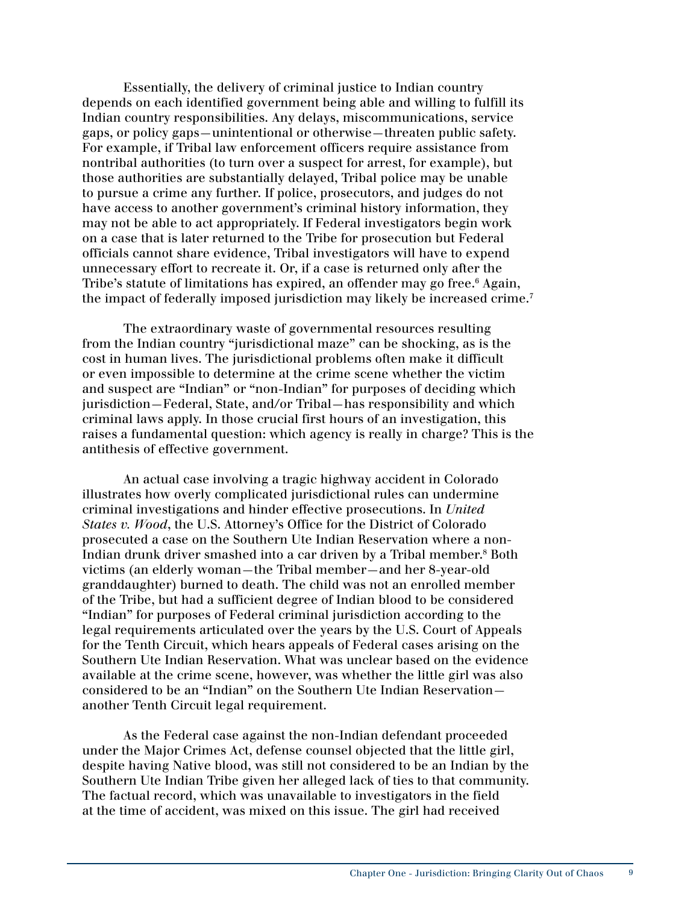Essentially, the delivery of criminal justice to Indian country depends on each identified government being able and willing to fulfill its Indian country responsibilities. Any delays, miscommunications, service gaps, or policy gaps—unintentional or otherwise—threaten public safety. For example, if Tribal law enforcement officers require assistance from nontribal authorities (to turn over a suspect for arrest, for example), but those authorities are substantially delayed, Tribal police may be unable to pursue a crime any further. If police, prosecutors, and judges do not have access to another government's criminal history information, they may not be able to act appropriately. If Federal investigators begin work on a case that is later returned to the Tribe for prosecution but Federal officials cannot share evidence, Tribal investigators will have to expend unnecessary effort to recreate it. Or, if a case is returned only after the Tribe's statute of limitations has expired, an offender may go free.[6] Again, the impact of federally imposed jurisdiction may likely be increased crime.[7]

The extraordinary waste of governmental resources resulting from the Indian country "jurisdictional maze" can be shocking, as is the cost in human lives. The jurisdictional problems often make it difficult or even impossible to determine at the crime scene whether the victim and suspect are "Indian" or "non-Indian" for purposes of deciding which jurisdiction—Federal, State, and/or Tribal—has responsibility and which criminal laws apply. In those crucial first hours of an investigation, this raises a fundamental question: which agency is really in charge? This is the antithesis of effective government.

An actual case involving a tragic highway accident in Colorado illustrates how overly complicated jurisdictional rules can undermine criminal investigations and hinder effective prosecutions. In *United States v. Wood*, the U.S. Attorney's Office for the District of Colorado prosecuted a case on the Southern Ute Indian Reservation where a non-Indian drunk driver smashed into a car driven by a Tribal member.[8] Both victims (an elderly woman—the Tribal member—and her 8-year-old granddaughter) burned to death. The child was not an enrolled member of the Tribe, but had a sufficient degree of Indian blood to be considered "Indian" for purposes of Federal criminal jurisdiction according to the legal requirements articulated over the years by the U.S. Court of Appeals for the Tenth Circuit, which hears appeals of Federal cases arising on the Southern Ute Indian Reservation. What was unclear based on the evidence available at the crime scene, however, was whether the little girl was also considered to be an "Indian" on the Southern Ute Indian Reservation—another Tenth Circuit legal requirement.

As the Federal case against the non-Indian defendant proceeded under the Major Crimes Act, defense counsel objected that the little girl, despite having Native blood, was still not considered to be an Indian by the Southern Ute Indian Tribe given her alleged lack of ties to that community. The factual record, which was unavailable to investigators in the field at the time of accident, was mixed on this issue. The girl had received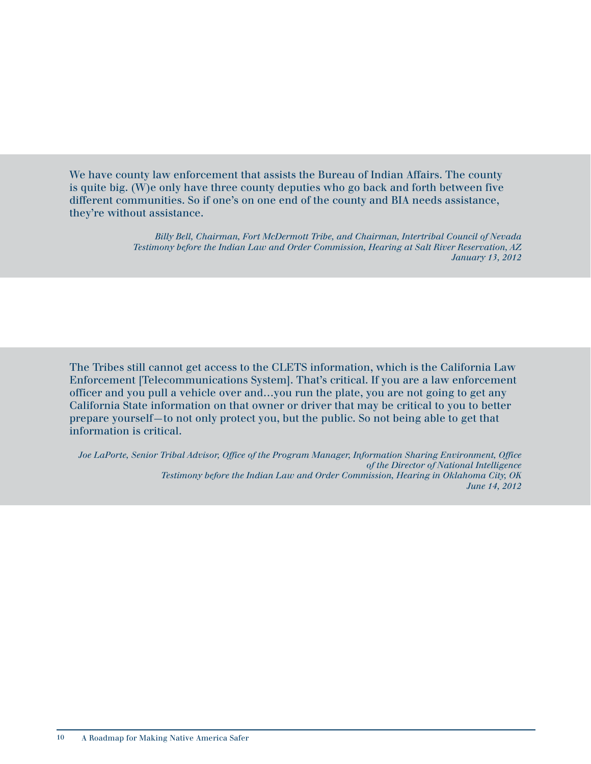We have county law enforcement that assists the Bureau of Indian Affairs. The county is quite big. (W)e only have three county deputies who go back and forth between five different communities. So if one's on one end of the county and BIA needs assistance, they're without assistance.

*Billy Bell, Chairman, Fort McDermott Tribe, and Chairman, Intertribal Council of Nevada*
*Testimony before the Indian Law and Order Commission, Hearing at Salt River Reservation, AZ*
*January 13, 2012*

The Tribes still cannot get access to the CLETS information, which is the California Law Enforcement [Telecommunications System]. That's critical. If you are a law enforcement officer and you pull a vehicle over and…you run the plate, you are not going to get any California State information on that owner or driver that may be critical to you to better prepare yourself—to not only protect you, but the public. So not being able to get that information is critical.

*Joe LaPorte, Senior Tribal Advisor, Office of the Program Manager, Information Sharing Environment, Office of the Director of National Intelligence*
*Testimony before the Indian Law and Order Commission, Hearing in Oklahoma City, OK*
*June 14, 2012*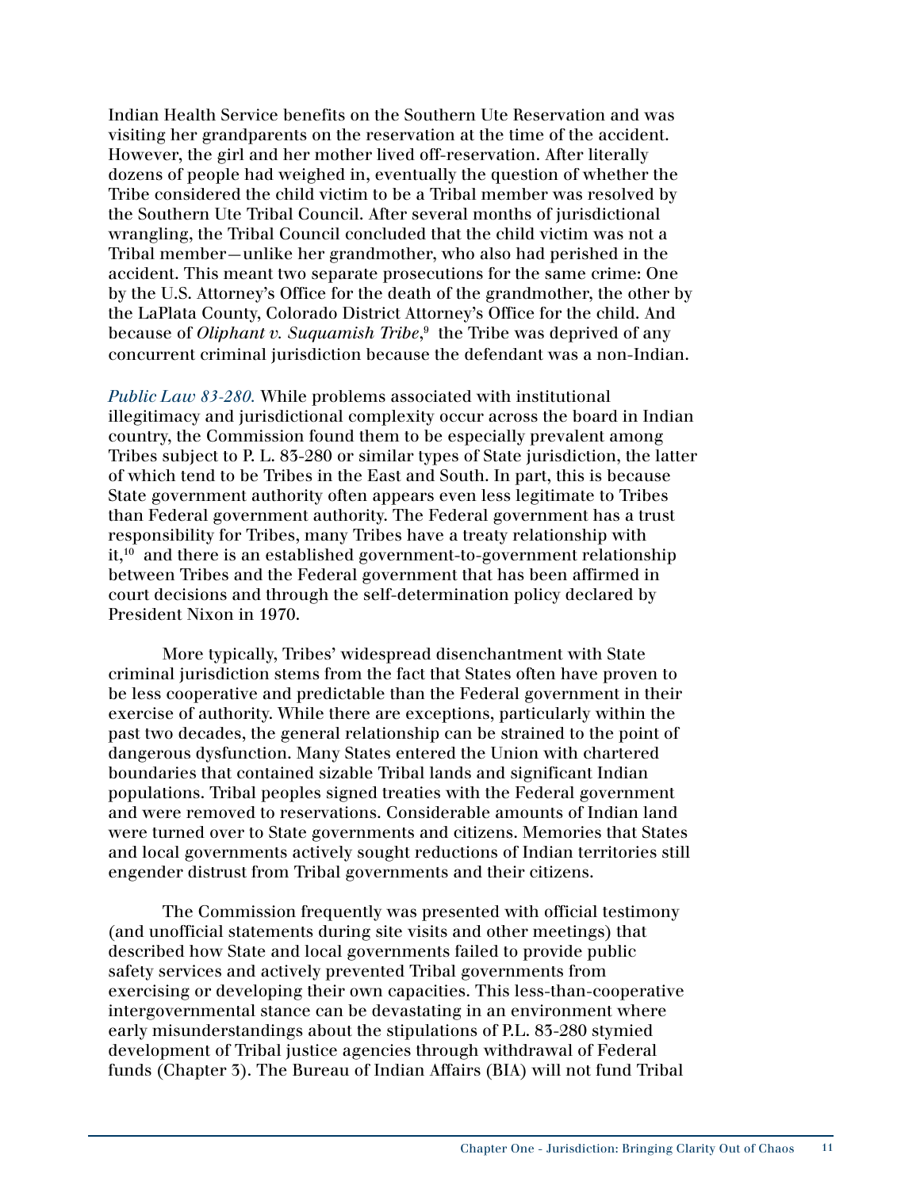Indian Health Service benefits on the Southern Ute Reservation and was visiting her grandparents on the reservation at the time of the accident. However, the girl and her mother lived off-reservation. After literally dozens of people had weighed in, eventually the question of whether the Tribe considered the child victim to be a Tribal member was resolved by the Southern Ute Tribal Council. After several months of jurisdictional wrangling, the Tribal Council concluded that the child victim was not a Tribal member—unlike her grandmother, who also had perished in the accident. This meant two separate prosecutions for the same crime: One by the U.S. Attorney's Office for the death of the grandmother, the other by the LaPlata County, Colorado District Attorney's Office for the child. And because of *Oliphant v. Suquamish Tribe*,[9] the Tribe was deprived of any concurrent criminal jurisdiction because the defendant was a non-Indian.

*Public Law 83-280.* While problems associated with institutional illegitimacy and jurisdictional complexity occur across the board in Indian country, the Commission found them to be especially prevalent among Tribes subject to P. L. 83-280 or similar types of State jurisdiction, the latter of which tend to be Tribes in the East and South. In part, this is because State government authority often appears even less legitimate to Tribes than Federal government authority. The Federal government has a trust responsibility for Tribes, many Tribes have a treaty relationship with it,[10] and there is an established government-to-government relationship between Tribes and the Federal government that has been affirmed in court decisions and through the self-determination policy declared by President Nixon in 1970.

More typically, Tribes' widespread disenchantment with State criminal jurisdiction stems from the fact that States often have proven to be less cooperative and predictable than the Federal government in their exercise of authority. While there are exceptions, particularly within the past two decades, the general relationship can be strained to the point of dangerous dysfunction. Many States entered the Union with chartered boundaries that contained sizable Tribal lands and significant Indian populations. Tribal peoples signed treaties with the Federal government and were removed to reservations. Considerable amounts of Indian land were turned over to State governments and citizens. Memories that States and local governments actively sought reductions of Indian territories still engender distrust from Tribal governments and their citizens.

The Commission frequently was presented with official testimony (and unofficial statements during site visits and other meetings) that described how State and local governments failed to provide public safety services and actively prevented Tribal governments from exercising or developing their own capacities. This less-than-cooperative intergovernmental stance can be devastating in an environment where early misunderstandings about the stipulations of P.L. 83-280 stymied development of Tribal justice agencies through withdrawal of Federal funds (Chapter 3). The Bureau of Indian Affairs (BIA) will not fund Tribal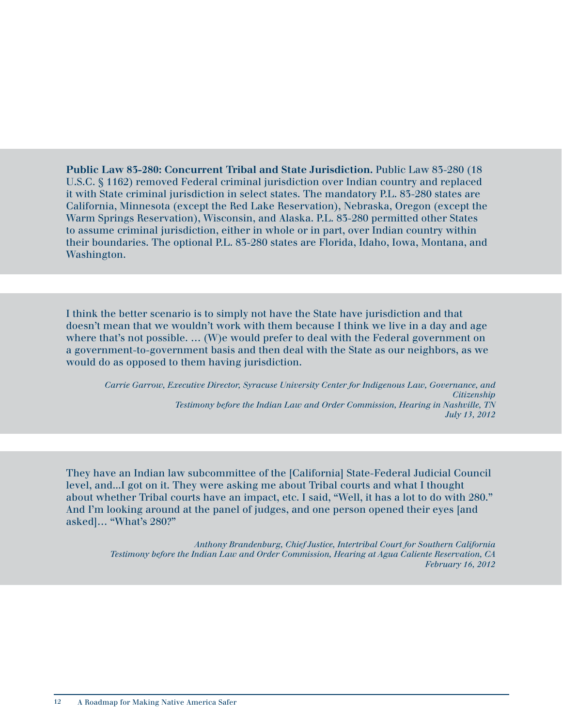**Public Law 83-280: Concurrent Tribal and State Jurisdiction.** Public Law 83-280 (18 U.S.C. § 1162) removed Federal criminal jurisdiction over Indian country and replaced it with State criminal jurisdiction in select states. The mandatory P.L. 83-280 states are California, Minnesota (except the Red Lake Reservation), Nebraska, Oregon (except the Warm Springs Reservation), Wisconsin, and Alaska. P.L. 83-280 permitted other States to assume criminal jurisdiction, either in whole or in part, over Indian country within their boundaries. The optional P.L. 83-280 states are Florida, Idaho, Iowa, Montana, and Washington.

I think the better scenario is to simply not have the State have jurisdiction and that doesn't mean that we wouldn't work with them because I think we live in a day and age where that's not possible. … (W)e would prefer to deal with the Federal government on a government-to-government basis and then deal with the State as our neighbors, as we would do as opposed to them having jurisdiction.

*Carrie Garrow, Executive Director, Syracuse University Center for Indigenous Law, Governance, and Citizenship*
*Testimony before the Indian Law and Order Commission, Hearing in Nashville, TN*
*July 13, 2012*

They have an Indian law subcommittee of the [California] State-Federal Judicial Council level, and...I got on it. They were asking me about Tribal courts and what I thought about whether Tribal courts have an impact, etc. I said, "Well, it has a lot to do with 280." And I'm looking around at the panel of judges, and one person opened their eyes [and asked]… "What's 280?"

*Anthony Brandenburg, Chief Justice, Intertribal Court for Southern California*
*Testimony before the Indian Law and Order Commission, Hearing at Agua Caliente Reservation, CA*
*February 16, 2012*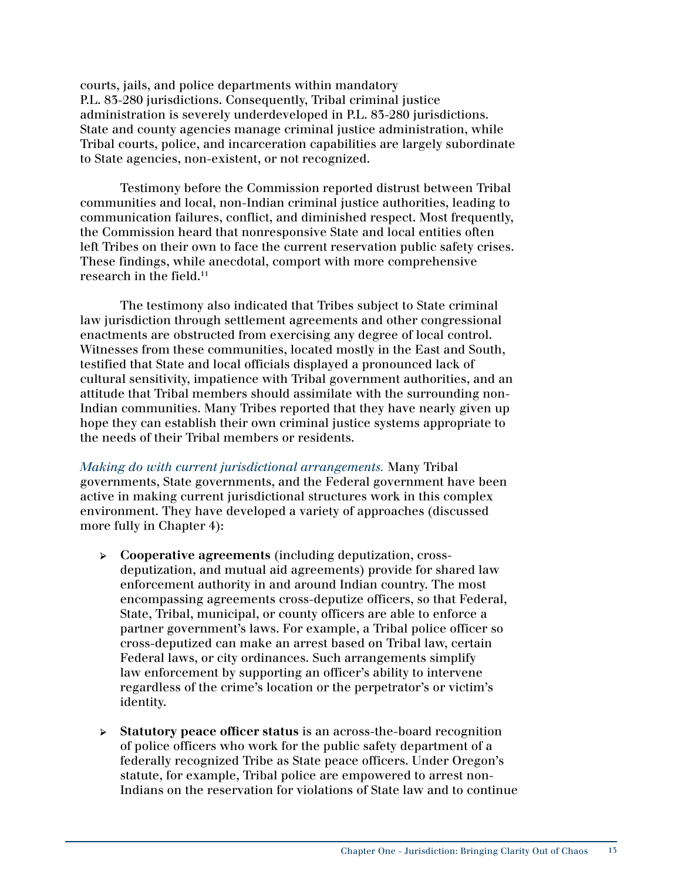courts, jails, and police departments within mandatory P.L. 83-280 jurisdictions. Consequently, Tribal criminal justice administration is severely underdeveloped in P.L. 83-280 jurisdictions. State and county agencies manage criminal justice administration, while Tribal courts, police, and incarceration capabilities are largely subordinate to State agencies, non-existent, or not recognized.

Testimony before the Commission reported distrust between Tribal communities and local, non-Indian criminal justice authorities, leading to communication failures, conflict, and diminished respect. Most frequently, the Commission heard that nonresponsive State and local entities often left Tribes on their own to face the current reservation public safety crises. These findings, while anecdotal, comport with more comprehensive research in the field.[11]

The testimony also indicated that Tribes subject to State criminal law jurisdiction through settlement agreements and other congressional enactments are obstructed from exercising any degree of local control. Witnesses from these communities, located mostly in the East and South, testified that State and local officials displayed a pronounced lack of cultural sensitivity, impatience with Tribal government authorities, and an attitude that Tribal members should assimilate with the surrounding non-Indian communities. Many Tribes reported that they have nearly given up hope they can establish their own criminal justice systems appropriate to the needs of their Tribal members or residents.

*Making do with current jurisdictional arrangements.* Many Tribal governments, State governments, and the Federal government have been active in making current jurisdictional structures work in this complex environment. They have developed a variety of approaches (discussed more fully in Chapter 4):

- **Cooperative agreements** (including deputization, cross-deputization, and mutual aid agreements) provide for shared law enforcement authority in and around Indian country. The most encompassing agreements cross-deputize officers, so that Federal, State, Tribal, municipal, or county officers are able to enforce a partner government's laws. For example, a Tribal police officer so cross-deputized can make an arrest based on Tribal law, certain Federal laws, or city ordinances. Such arrangements simplify law enforcement by supporting an officer's ability to intervene regardless of the crime's location or the perpetrator's or victim's identity.

- **Statutory peace officer status** is an across-the-board recognition of police officers who work for the public safety department of a federally recognized Tribe as State peace officers. Under Oregon's statute, for example, Tribal police are empowered to arrest non-Indians on the reservation for violations of State law and to continue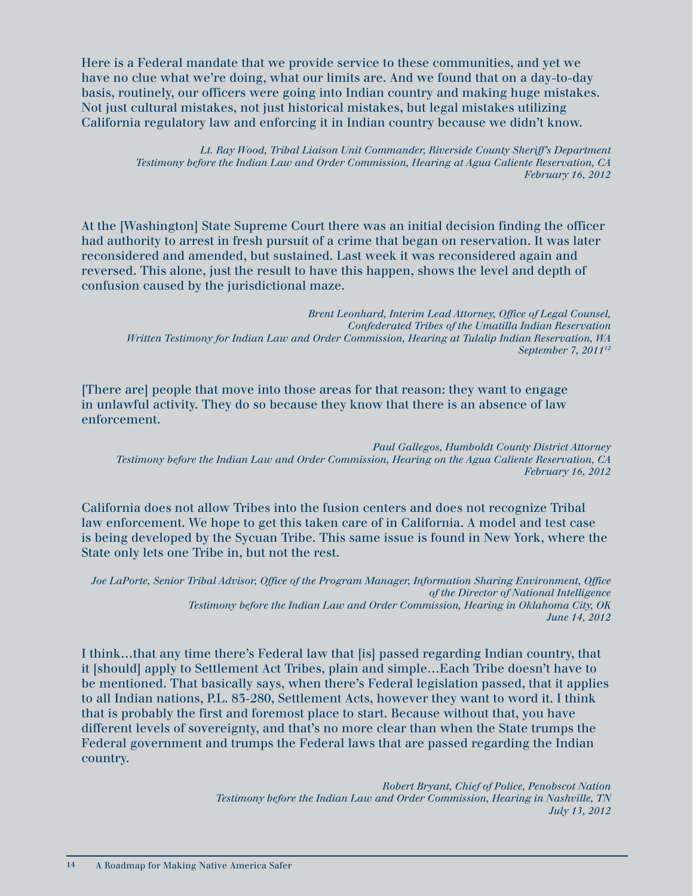Here is a Federal mandate that we provide service to these communities, and yet we have no clue what we're doing, what our limits are. And we found that on a day-to-day basis, routinely, our officers were going into Indian country and making huge mistakes. Not just cultural mistakes, not just historical mistakes, but legal mistakes utilizing California regulatory law and enforcing it in Indian country because we didn't know.

*Lt. Ray Wood, Tribal Liaison Unit Commander, Riverside County Sheriff's Department*
*Testimony before the Indian Law and Order Commission, Hearing at Agua Caliente Reservation, CA*
*February 16, 2012*

At the [Washington] State Supreme Court there was an initial decision finding the officer had authority to arrest in fresh pursuit of a crime that began on reservation. It was later reconsidered and amended, but sustained. Last week it was reconsidered again and reversed. This alone, just the result to have this happen, shows the level and depth of confusion caused by the jurisdictional maze.

*Brent Leonhard, Interim Lead Attorney, Office of Legal Counsel,*
*Confederated Tribes of the Umatilla Indian Reservation*
*Written Testimony for Indian Law and Order Commission, Hearing at Tulalip Indian Reservation, WA*
*September 7, 2011*[12]

[There are] people that move into those areas for that reason: they want to engage in unlawful activity. They do so because they know that there is an absence of law enforcement.

*Paul Gallegos, Humboldt County District Attorney*
*Testimony before the Indian Law and Order Commission, Hearing on the Agua Caliente Reservation, CA*
*February 16, 2012*

California does not allow Tribes into the fusion centers and does not recognize Tribal law enforcement. We hope to get this taken care of in California. A model and test case is being developed by the Sycuan Tribe. This same issue is found in New York, where the State only lets one Tribe in, but not the rest.

*Joe LaPorte, Senior Tribal Advisor, Office of the Program Manager, Information Sharing Environment, Office of the Director of National Intelligence*
*Testimony before the Indian Law and Order Commission, Hearing in Oklahoma City, OK*
*June 14, 2012*

I think…that any time there's Federal law that [is] passed regarding Indian country, that it [should] apply to Settlement Act Tribes, plain and simple…Each Tribe doesn't have to be mentioned. That basically says, when there's Federal legislation passed, that it applies to all Indian nations, P.L. 83-280, Settlement Acts, however they want to word it. I think that is probably the first and foremost place to start. Because without that, you have different levels of sovereignty, and that's no more clear than when the State trumps the Federal government and trumps the Federal laws that are passed regarding the Indian country.

*Robert Bryant, Chief of Police, Penobscot Nation*
*Testimony before the Indian Law and Order Commission, Hearing in Nashville, TN*
*July 13, 2012*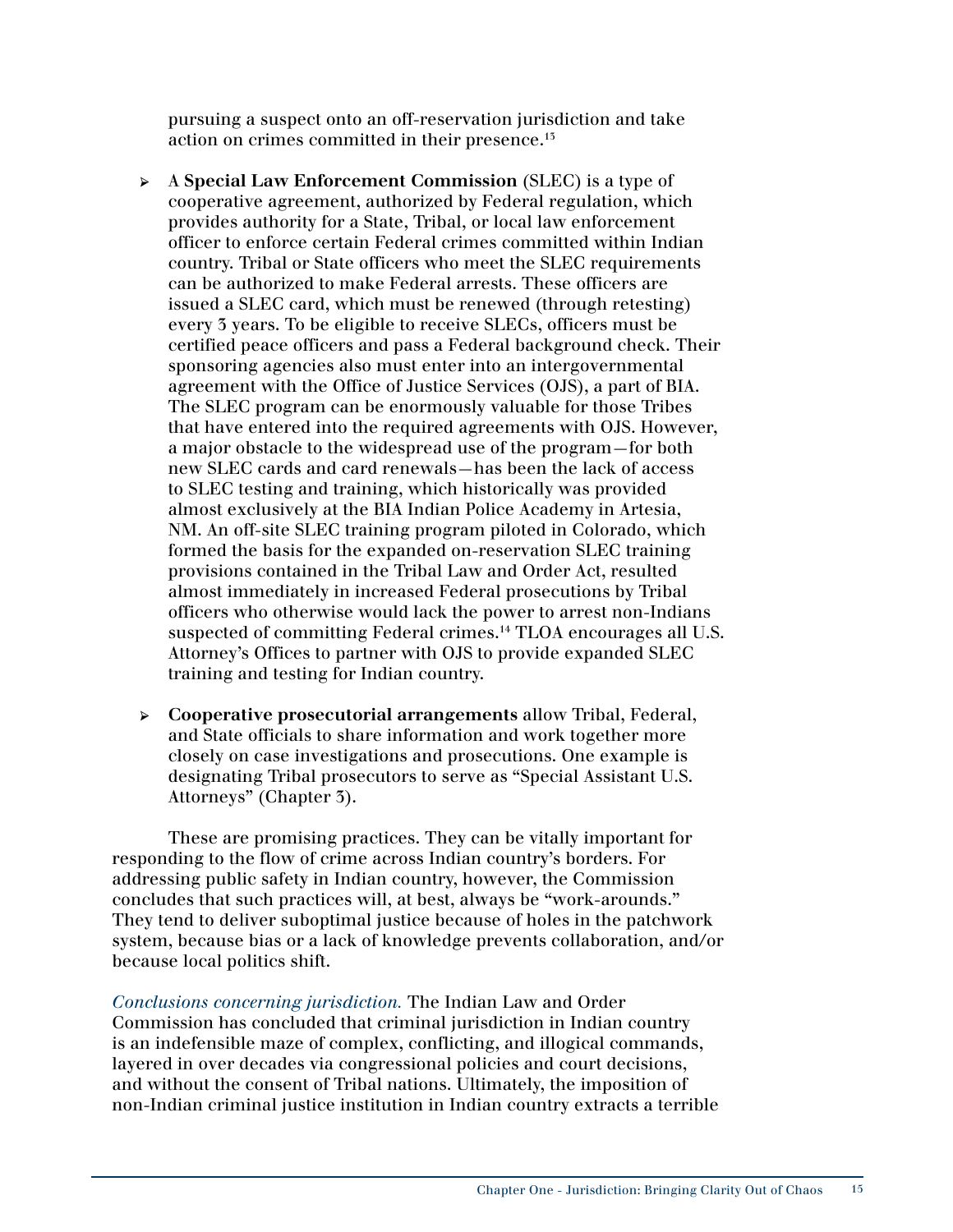pursuing a suspect onto an off-reservation jurisdiction and take action on crimes committed in their presence.[13]

- A **Special Law Enforcement Commission** (SLEC) is a type of cooperative agreement, authorized by Federal regulation, which provides authority for a State, Tribal, or local law enforcement officer to enforce certain Federal crimes committed within Indian country. Tribal or State officers who meet the SLEC requirements can be authorized to make Federal arrests. These officers are issued a SLEC card, which must be renewed (through retesting) every 3 years. To be eligible to receive SLECs, officers must be certified peace officers and pass a Federal background check. Their sponsoring agencies also must enter into an intergovernmental agreement with the Office of Justice Services (OJS), a part of BIA. The SLEC program can be enormously valuable for those Tribes that have entered into the required agreements with OJS. However, a major obstacle to the widespread use of the program—for both new SLEC cards and card renewals—has been the lack of access to SLEC testing and training, which historically was provided almost exclusively at the BIA Indian Police Academy in Artesia, NM. An off-site SLEC training program piloted in Colorado, which formed the basis for the expanded on-reservation SLEC training provisions contained in the Tribal Law and Order Act, resulted almost immediately in increased Federal prosecutions by Tribal officers who otherwise would lack the power to arrest non-Indians suspected of committing Federal crimes.[14] TLOA encourages all U.S. Attorney's Offices to partner with OJS to provide expanded SLEC training and testing for Indian country.

- **Cooperative prosecutorial arrangements** allow Tribal, Federal, and State officials to share information and work together more closely on case investigations and prosecutions. One example is designating Tribal prosecutors to serve as "Special Assistant U.S. Attorneys" (Chapter 3).

These are promising practices. They can be vitally important for responding to the flow of crime across Indian country's borders. For addressing public safety in Indian country, however, the Commission concludes that such practices will, at best, always be "work-arounds." They tend to deliver suboptimal justice because of holes in the patchwork system, because bias or a lack of knowledge prevents collaboration, and/or because local politics shift.

*Conclusions concerning jurisdiction.* The Indian Law and Order Commission has concluded that criminal jurisdiction in Indian country is an indefensible maze of complex, conflicting, and illogical commands, layered in over decades via congressional policies and court decisions, and without the consent of Tribal nations. Ultimately, the imposition of non-Indian criminal justice institution in Indian country extracts a terrible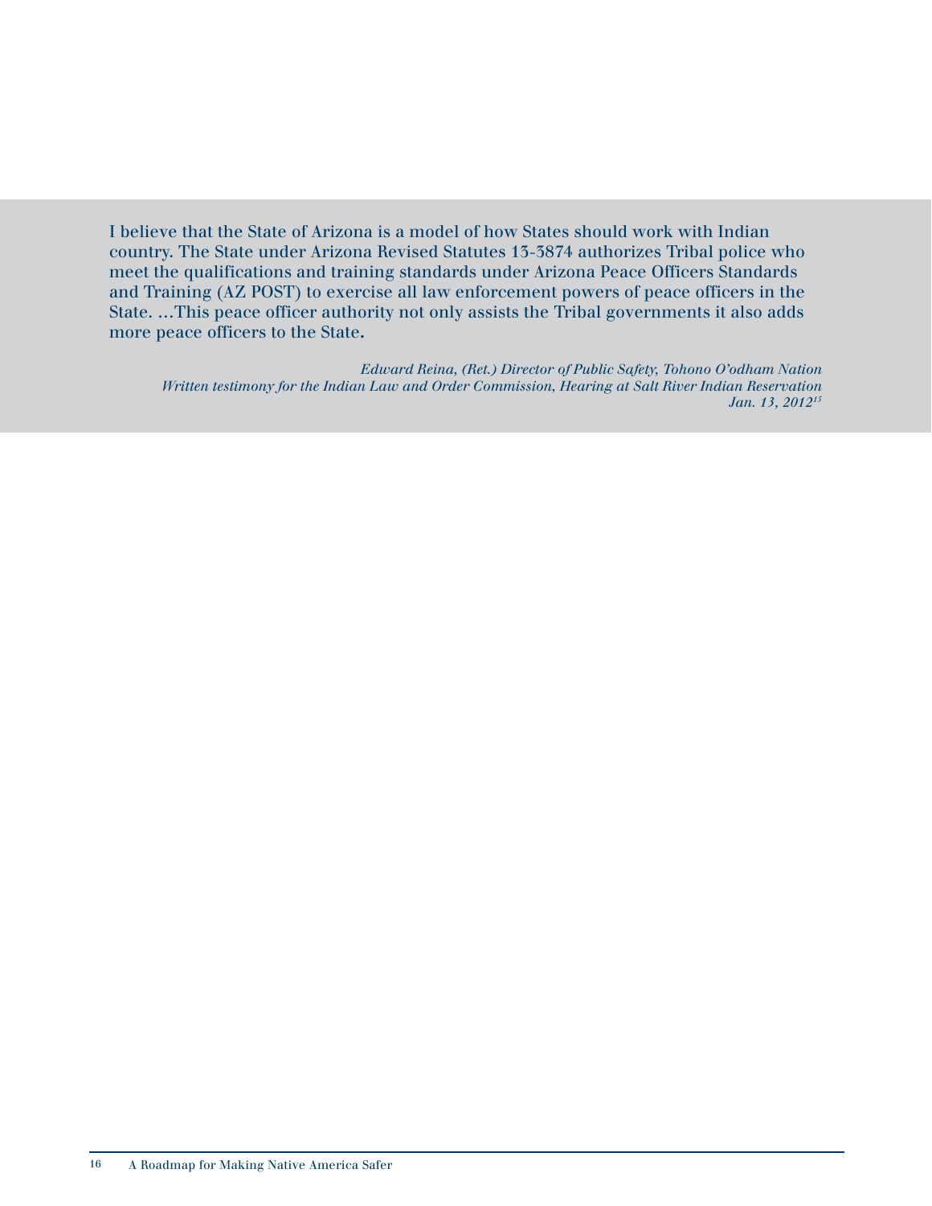> I believe that the State of Arizona is a model of how States should work with Indian country. The State under Arizona Revised Statutes 13-3874 authorizes Tribal police who meet the qualifications and training standards under Arizona Peace Officers Standards and Training (AZ POST) to exercise all law enforcement powers of peace officers in the State. …This peace officer authority not only assists the Tribal governments it also adds more peace officers to the State.
>
> *Edward Reina, (Ret.) Director of Public Safety, Tohono O'odham Nation*
> *Written testimony for the Indian Law and Order Commission, Hearing at Salt River Indian Reservation*
> *Jan. 13, 2012*[15]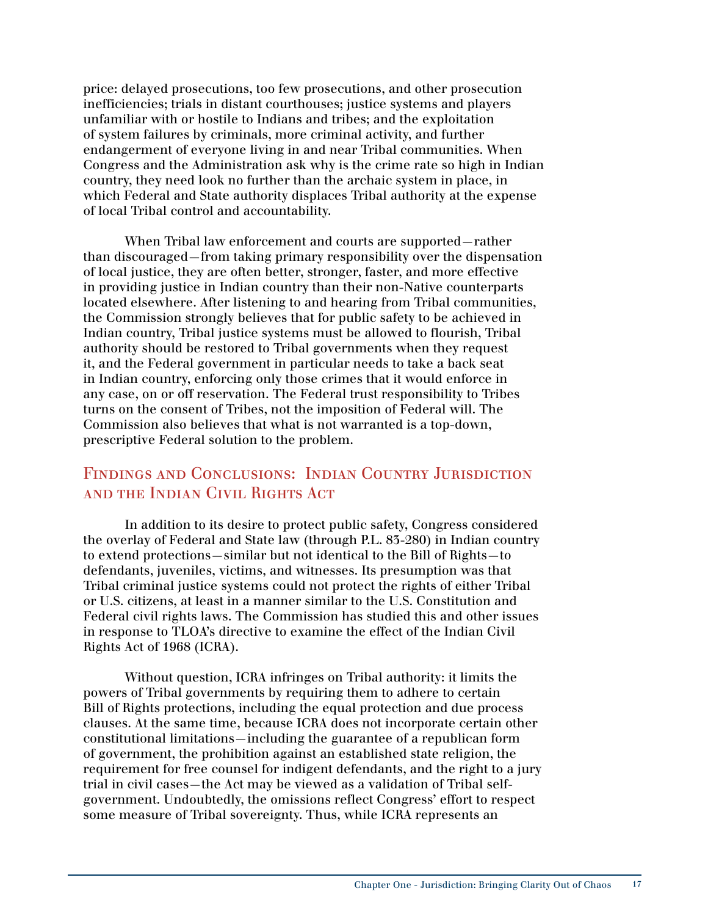price: delayed prosecutions, too few prosecutions, and other prosecution inefficiencies; trials in distant courthouses; justice systems and players unfamiliar with or hostile to Indians and tribes; and the exploitation of system failures by criminals, more criminal activity, and further endangerment of everyone living in and near Tribal communities. When Congress and the Administration ask why is the crime rate so high in Indian country, they need look no further than the archaic system in place, in which Federal and State authority displaces Tribal authority at the expense of local Tribal control and accountability.

When Tribal law enforcement and courts are supported—rather than discouraged—from taking primary responsibility over the dispensation of local justice, they are often better, stronger, faster, and more effective in providing justice in Indian country than their non-Native counterparts located elsewhere. After listening to and hearing from Tribal communities, the Commission strongly believes that for public safety to be achieved in Indian country, Tribal justice systems must be allowed to flourish, Tribal authority should be restored to Tribal governments when they request it, and the Federal government in particular needs to take a back seat in Indian country, enforcing only those crimes that it would enforce in any case, on or off reservation. The Federal trust responsibility to Tribes turns on the consent of Tribes, not the imposition of Federal will. The Commission also believes that what is not warranted is a top-down, prescriptive Federal solution to the problem.

## Findings and Conclusions: Indian Country Jurisdiction and the Indian Civil Rights Act

In addition to its desire to protect public safety, Congress considered the overlay of Federal and State law (through P.L. 83-280) in Indian country to extend protections—similar but not identical to the Bill of Rights—to defendants, juveniles, victims, and witnesses. Its presumption was that Tribal criminal justice systems could not protect the rights of either Tribal or U.S. citizens, at least in a manner similar to the U.S. Constitution and Federal civil rights laws. The Commission has studied this and other issues in response to TLOA's directive to examine the effect of the Indian Civil Rights Act of 1968 (ICRA).

Without question, ICRA infringes on Tribal authority: it limits the powers of Tribal governments by requiring them to adhere to certain Bill of Rights protections, including the equal protection and due process clauses. At the same time, because ICRA does not incorporate certain other constitutional limitations—including the guarantee of a republican form of government, the prohibition against an established state religion, the requirement for free counsel for indigent defendants, and the right to a jury trial in civil cases—the Act may be viewed as a validation of Tribal self-government. Undoubtedly, the omissions reflect Congress' effort to respect some measure of Tribal sovereignty. Thus, while ICRA represents an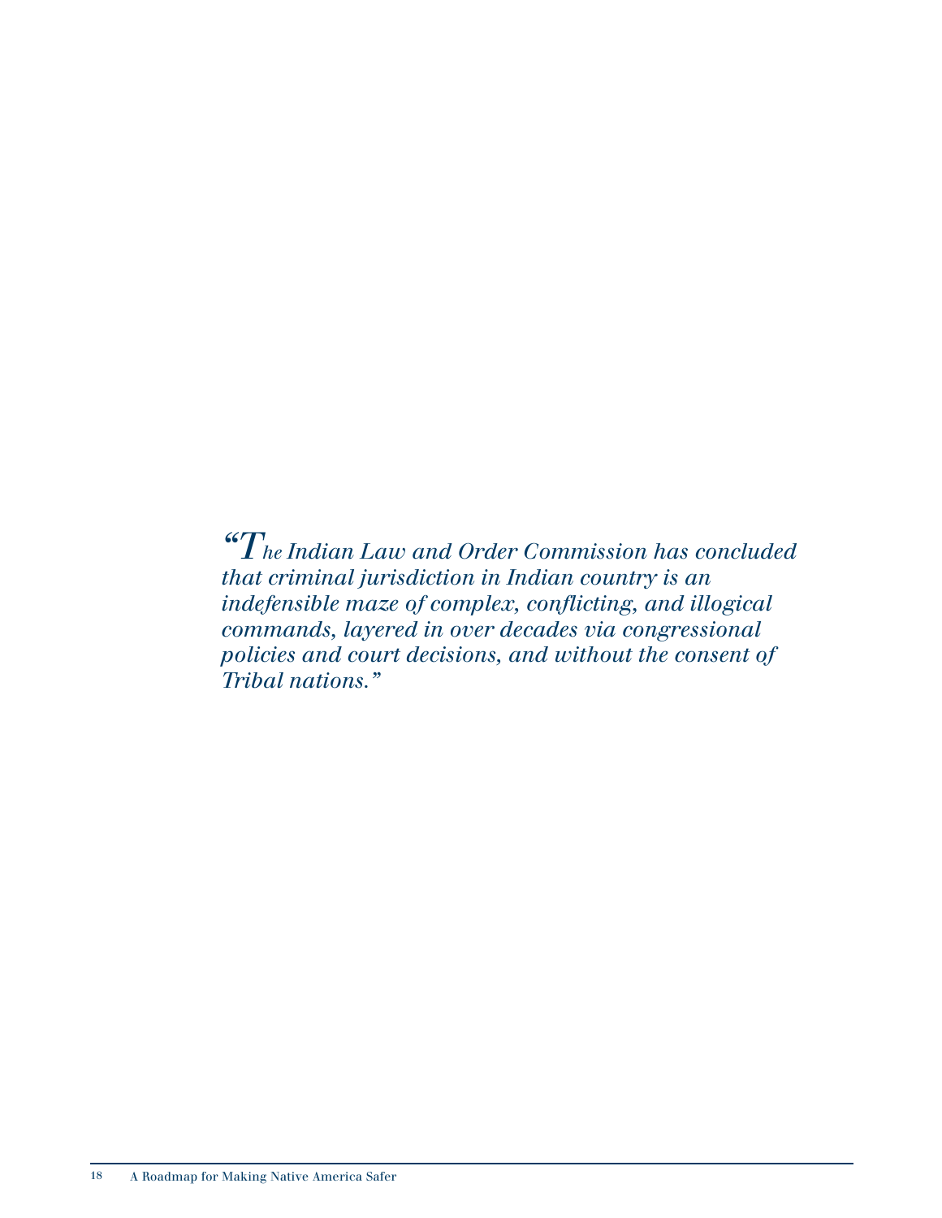*"The Indian Law and Order Commission has concluded that criminal jurisdiction in Indian country is an indefensible maze of complex, conflicting, and illogical commands, layered in over decades via congressional policies and court decisions, and without the consent of Tribal nations."*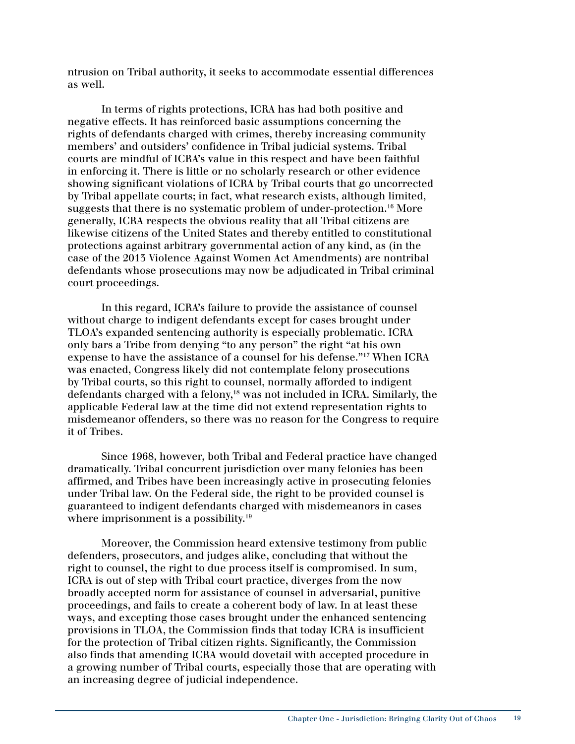ntrusion on Tribal authority, it seeks to accommodate essential differences as well.

In terms of rights protections, ICRA has had both positive and negative effects. It has reinforced basic assumptions concerning the rights of defendants charged with crimes, thereby increasing community members' and outsiders' confidence in Tribal judicial systems. Tribal courts are mindful of ICRA's value in this respect and have been faithful in enforcing it. There is little or no scholarly research or other evidence showing significant violations of ICRA by Tribal courts that go uncorrected by Tribal appellate courts; in fact, what research exists, although limited, suggests that there is no systematic problem of under-protection.[16] More generally, ICRA respects the obvious reality that all Tribal citizens are likewise citizens of the United States and thereby entitled to constitutional protections against arbitrary governmental action of any kind, as (in the case of the 2013 Violence Against Women Act Amendments) are nontribal defendants whose prosecutions may now be adjudicated in Tribal criminal court proceedings.

In this regard, ICRA's failure to provide the assistance of counsel without charge to indigent defendants except for cases brought under TLOA's expanded sentencing authority is especially problematic. ICRA only bars a Tribe from denying "to any person" the right "at his own expense to have the assistance of a counsel for his defense."[17] When ICRA was enacted, Congress likely did not contemplate felony prosecutions by Tribal courts, so this right to counsel, normally afforded to indigent defendants charged with a felony,[18] was not included in ICRA. Similarly, the applicable Federal law at the time did not extend representation rights to misdemeanor offenders, so there was no reason for the Congress to require it of Tribes.

Since 1968, however, both Tribal and Federal practice have changed dramatically. Tribal concurrent jurisdiction over many felonies has been affirmed, and Tribes have been increasingly active in prosecuting felonies under Tribal law. On the Federal side, the right to be provided counsel is guaranteed to indigent defendants charged with misdemeanors in cases where imprisonment is a possibility.[19]

Moreover, the Commission heard extensive testimony from public defenders, prosecutors, and judges alike, concluding that without the right to counsel, the right to due process itself is compromised. In sum, ICRA is out of step with Tribal court practice, diverges from the now broadly accepted norm for assistance of counsel in adversarial, punitive proceedings, and fails to create a coherent body of law. In at least these ways, and excepting those cases brought under the enhanced sentencing provisions in TLOA, the Commission finds that today ICRA is insufficient for the protection of Tribal citizen rights. Significantly, the Commission also finds that amending ICRA would dovetail with accepted procedure in a growing number of Tribal courts, especially those that are operating with an increasing degree of judicial independence.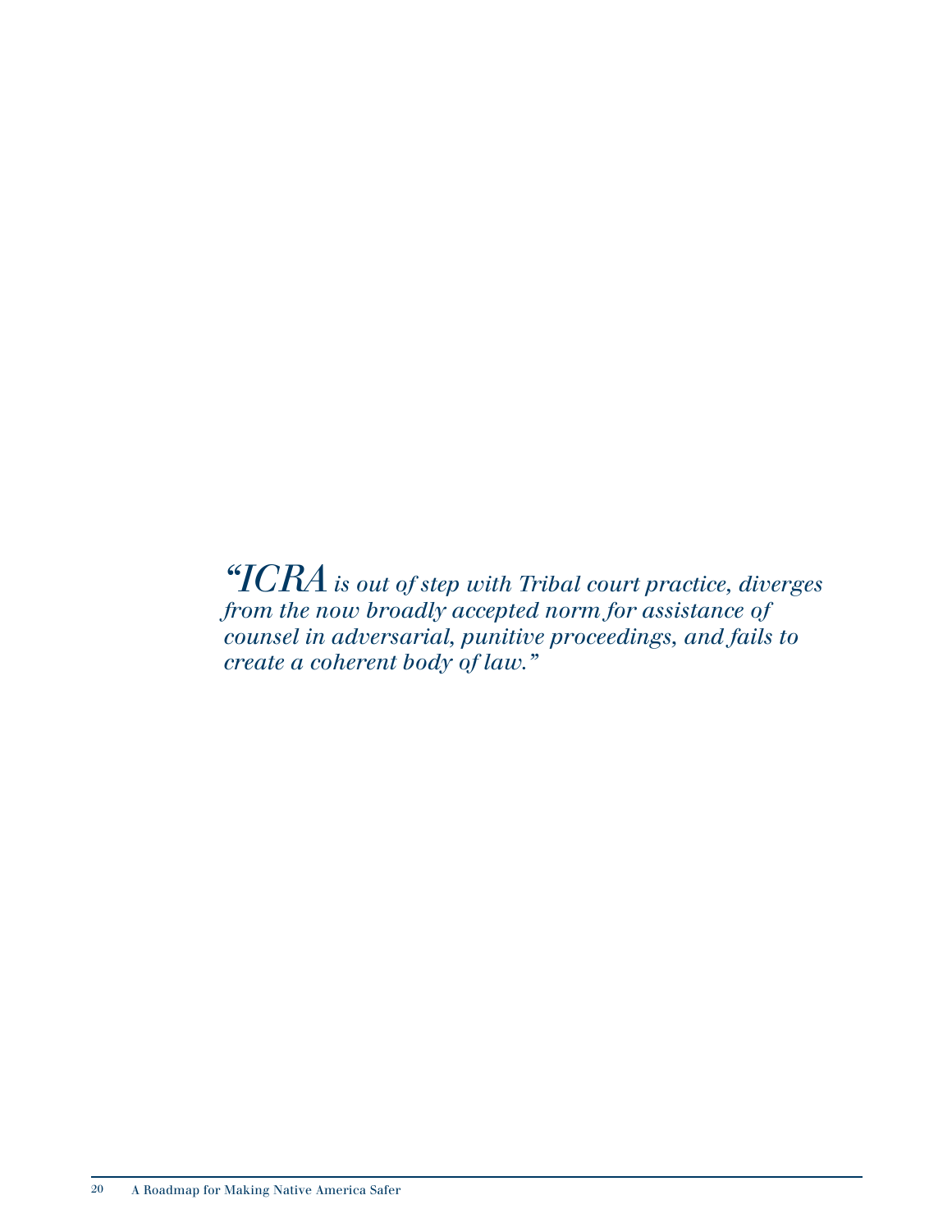*"ICRA is out of step with Tribal court practice, diverges from the now broadly accepted norm for assistance of counsel in adversarial, punitive proceedings, and fails to create a coherent body of law."*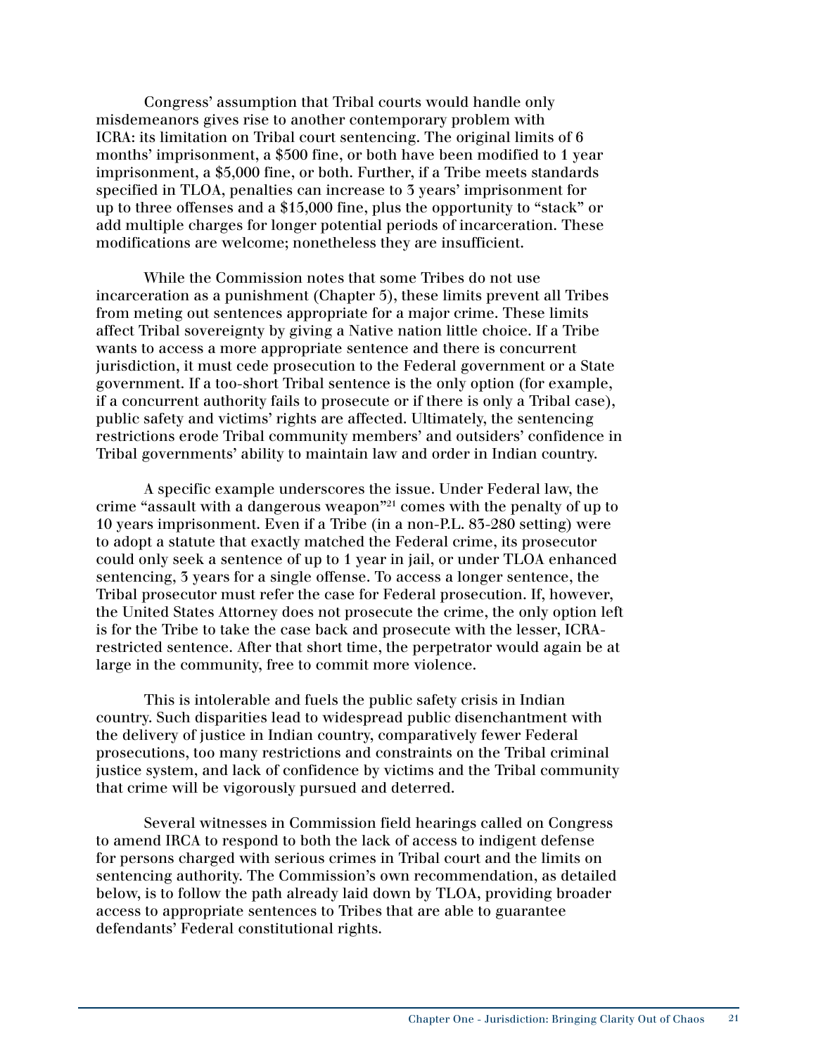Congress' assumption that Tribal courts would handle only misdemeanors gives rise to another contemporary problem with ICRA: its limitation on Tribal court sentencing. The original limits of 6 months' imprisonment, a $500 fine, or both have been modified to 1 year imprisonment, a $5,000 fine, or both. Further, if a Tribe meets standards specified in TLOA, penalties can increase to 3 years' imprisonment for up to three offenses and a $15,000 fine, plus the opportunity to "stack" or add multiple charges for longer potential periods of incarceration. These modifications are welcome; nonetheless they are insufficient.

While the Commission notes that some Tribes do not use incarceration as a punishment (Chapter 5), these limits prevent all Tribes from meting out sentences appropriate for a major crime. These limits affect Tribal sovereignty by giving a Native nation little choice. If a Tribe wants to access a more appropriate sentence and there is concurrent jurisdiction, it must cede prosecution to the Federal government or a State government. If a too-short Tribal sentence is the only option (for example, if a concurrent authority fails to prosecute or if there is only a Tribal case), public safety and victims' rights are affected. Ultimately, the sentencing restrictions erode Tribal community members' and outsiders' confidence in Tribal governments' ability to maintain law and order in Indian country.

A specific example underscores the issue. Under Federal law, the crime "assault with a dangerous weapon"[21] comes with the penalty of up to 10 years imprisonment. Even if a Tribe (in a non-P.L. 83-280 setting) were to adopt a statute that exactly matched the Federal crime, its prosecutor could only seek a sentence of up to 1 year in jail, or under TLOA enhanced sentencing, 3 years for a single offense. To access a longer sentence, the Tribal prosecutor must refer the case for Federal prosecution. If, however, the United States Attorney does not prosecute the crime, the only option left is for the Tribe to take the case back and prosecute with the lesser, ICRA-restricted sentence. After that short time, the perpetrator would again be at large in the community, free to commit more violence.

This is intolerable and fuels the public safety crisis in Indian country. Such disparities lead to widespread public disenchantment with the delivery of justice in Indian country, comparatively fewer Federal prosecutions, too many restrictions and constraints on the Tribal criminal justice system, and lack of confidence by victims and the Tribal community that crime will be vigorously pursued and deterred.

Several witnesses in Commission field hearings called on Congress to amend IRCA to respond to both the lack of access to indigent defense for persons charged with serious crimes in Tribal court and the limits on sentencing authority. The Commission's own recommendation, as detailed below, is to follow the path already laid down by TLOA, providing broader access to appropriate sentences to Tribes that are able to guarantee defendants' Federal constitutional rights.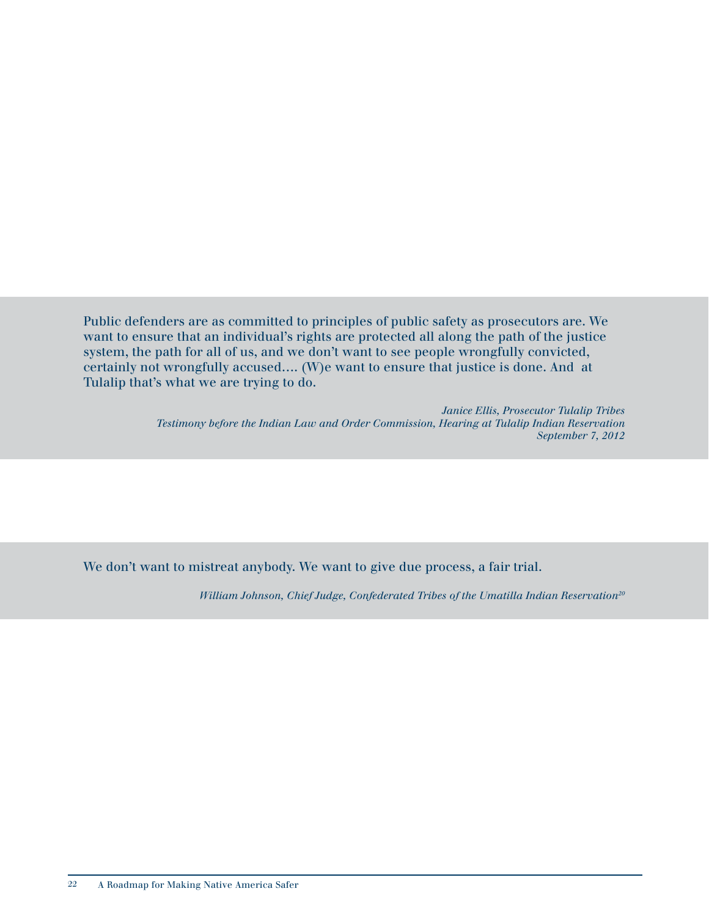> Public defenders are as committed to principles of public safety as prosecutors are. We want to ensure that an individual's rights are protected all along the path of the justice system, the path for all of us, and we don't want to see people wrongfully convicted, certainly not wrongfully accused…. (W)e want to ensure that justice is done. And at Tulalip that's what we are trying to do.
>
> *Janice Ellis, Prosecutor Tulalip Tribes*
> *Testimony before the Indian Law and Order Commission, Hearing at Tulalip Indian Reservation*
> *September 7, 2012*

> We don't want to mistreat anybody. We want to give due process, a fair trial.
>
> *William Johnson, Chief Judge, Confederated Tribes of the Umatilla Indian Reservation*[20]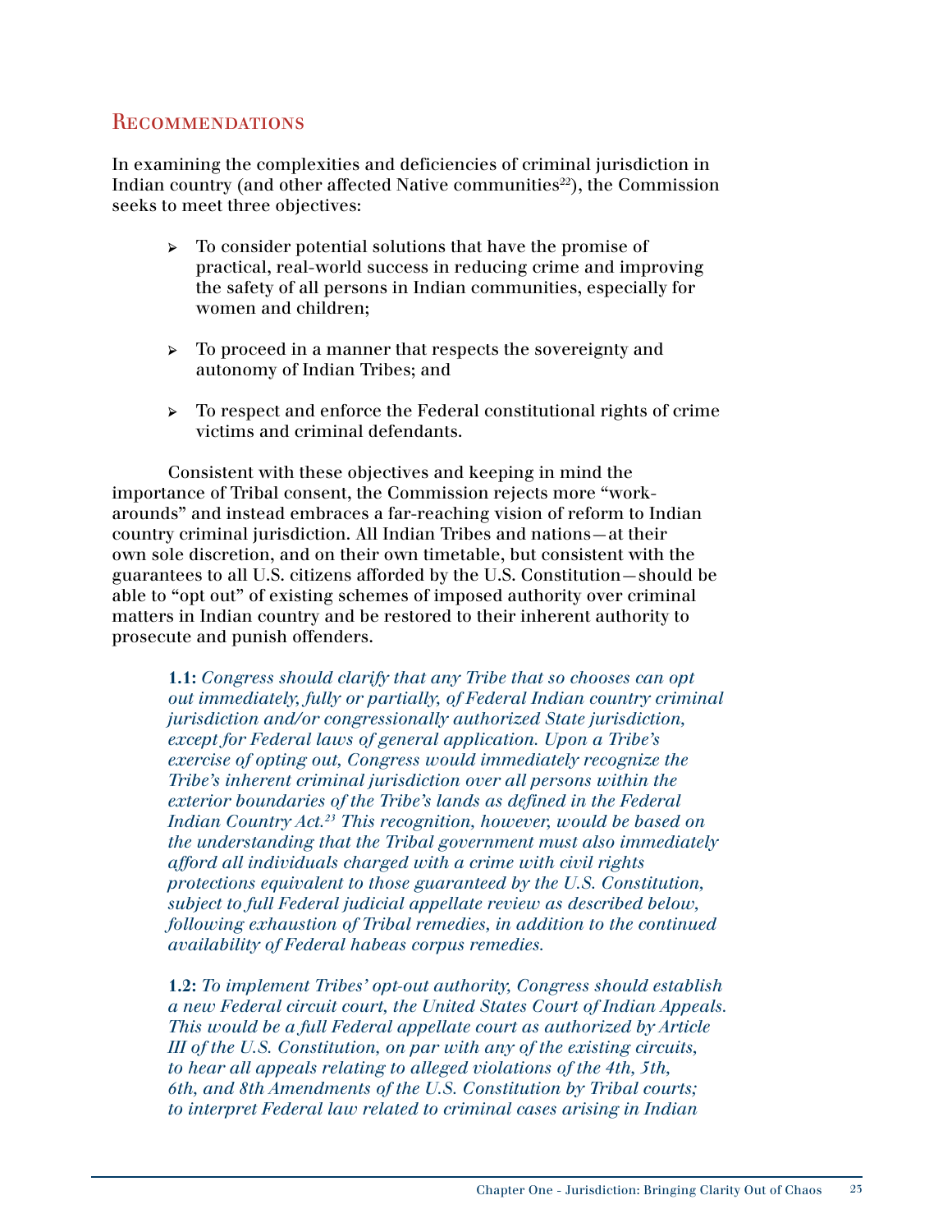## Recommendations

In examining the complexities and deficiencies of criminal jurisdiction in Indian country (and other affected Native communities[22]), the Commission seeks to meet three objectives:

- To consider potential solutions that have the promise of practical, real-world success in reducing crime and improving the safety of all persons in Indian communities, especially for women and children;
- To proceed in a manner that respects the sovereignty and autonomy of Indian Tribes; and
- To respect and enforce the Federal constitutional rights of crime victims and criminal defendants.

Consistent with these objectives and keeping in mind the importance of Tribal consent, the Commission rejects more "work-arounds" and instead embraces a far-reaching vision of reform to Indian country criminal jurisdiction. All Indian Tribes and nations—at their own sole discretion, and on their own timetable, but consistent with the guarantees to all U.S. citizens afforded by the U.S. Constitution—should be able to "opt out" of existing schemes of imposed authority over criminal matters in Indian country and be restored to their inherent authority to prosecute and punish offenders.

> **1.1:** *Congress should clarify that any Tribe that so chooses can opt out immediately, fully or partially, of Federal Indian country criminal jurisdiction and/or congressionally authorized State jurisdiction, except for Federal laws of general application. Upon a Tribe's exercise of opting out, Congress would immediately recognize the Tribe's inherent criminal jurisdiction over all persons within the exterior boundaries of the Tribe's lands as defined in the Federal Indian Country Act.[23] This recognition, however, would be based on the understanding that the Tribal government must also immediately afford all individuals charged with a crime with civil rights protections equivalent to those guaranteed by the U.S. Constitution, subject to full Federal judicial appellate review as described below, following exhaustion of Tribal remedies, in addition to the continued availability of Federal habeas corpus remedies.*
>
> **1.2:** *To implement Tribes' opt-out authority, Congress should establish a new Federal circuit court, the United States Court of Indian Appeals. This would be a full Federal appellate court as authorized by Article III of the U.S. Constitution, on par with any of the existing circuits, to hear all appeals relating to alleged violations of the 4th, 5th, 6th, and 8th Amendments of the U.S. Constitution by Tribal courts; to interpret Federal law related to criminal cases arising in Indian*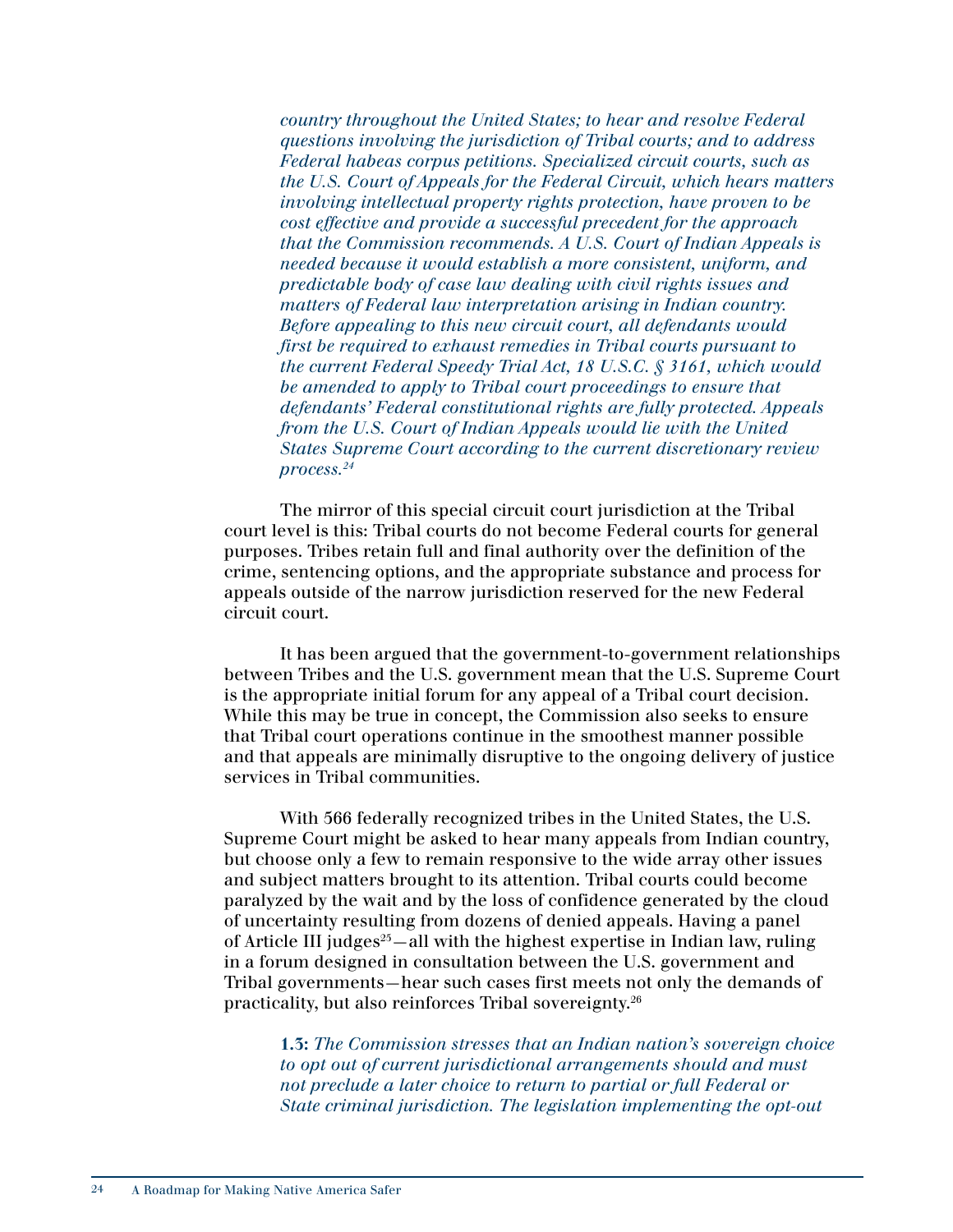*country throughout the United States; to hear and resolve Federal questions involving the jurisdiction of Tribal courts; and to address Federal habeas corpus petitions. Specialized circuit courts, such as the U.S. Court of Appeals for the Federal Circuit, which hears matters involving intellectual property rights protection, have proven to be cost effective and provide a successful precedent for the approach that the Commission recommends. A U.S. Court of Indian Appeals is needed because it would establish a more consistent, uniform, and predictable body of case law dealing with civil rights issues and matters of Federal law interpretation arising in Indian country. Before appealing to this new circuit court, all defendants would first be required to exhaust remedies in Tribal courts pursuant to the current Federal Speedy Trial Act, 18 U.S.C. § 3161, which would be amended to apply to Tribal court proceedings to ensure that defendants' Federal constitutional rights are fully protected. Appeals from the U.S. Court of Indian Appeals would lie with the United States Supreme Court according to the current discretionary review process.*[24]

The mirror of this special circuit court jurisdiction at the Tribal court level is this: Tribal courts do not become Federal courts for general purposes. Tribes retain full and final authority over the definition of the crime, sentencing options, and the appropriate substance and process for appeals outside of the narrow jurisdiction reserved for the new Federal circuit court.

It has been argued that the government-to-government relationships between Tribes and the U.S. government mean that the U.S. Supreme Court is the appropriate initial forum for any appeal of a Tribal court decision. While this may be true in concept, the Commission also seeks to ensure that Tribal court operations continue in the smoothest manner possible and that appeals are minimally disruptive to the ongoing delivery of justice services in Tribal communities.

With 566 federally recognized tribes in the United States, the U.S. Supreme Court might be asked to hear many appeals from Indian country, but choose only a few to remain responsive to the wide array other issues and subject matters brought to its attention. Tribal courts could become paralyzed by the wait and by the loss of confidence generated by the cloud of uncertainty resulting from dozens of denied appeals. Having a panel of Article III judges[25]—all with the highest expertise in Indian law, ruling in a forum designed in consultation between the U.S. government and Tribal governments—hear such cases first meets not only the demands of practicality, but also reinforces Tribal sovereignty.[26]

**1.3:** *The Commission stresses that an Indian nation's sovereign choice to opt out of current jurisdictional arrangements should and must not preclude a later choice to return to partial or full Federal or State criminal jurisdiction. The legislation implementing the opt-out*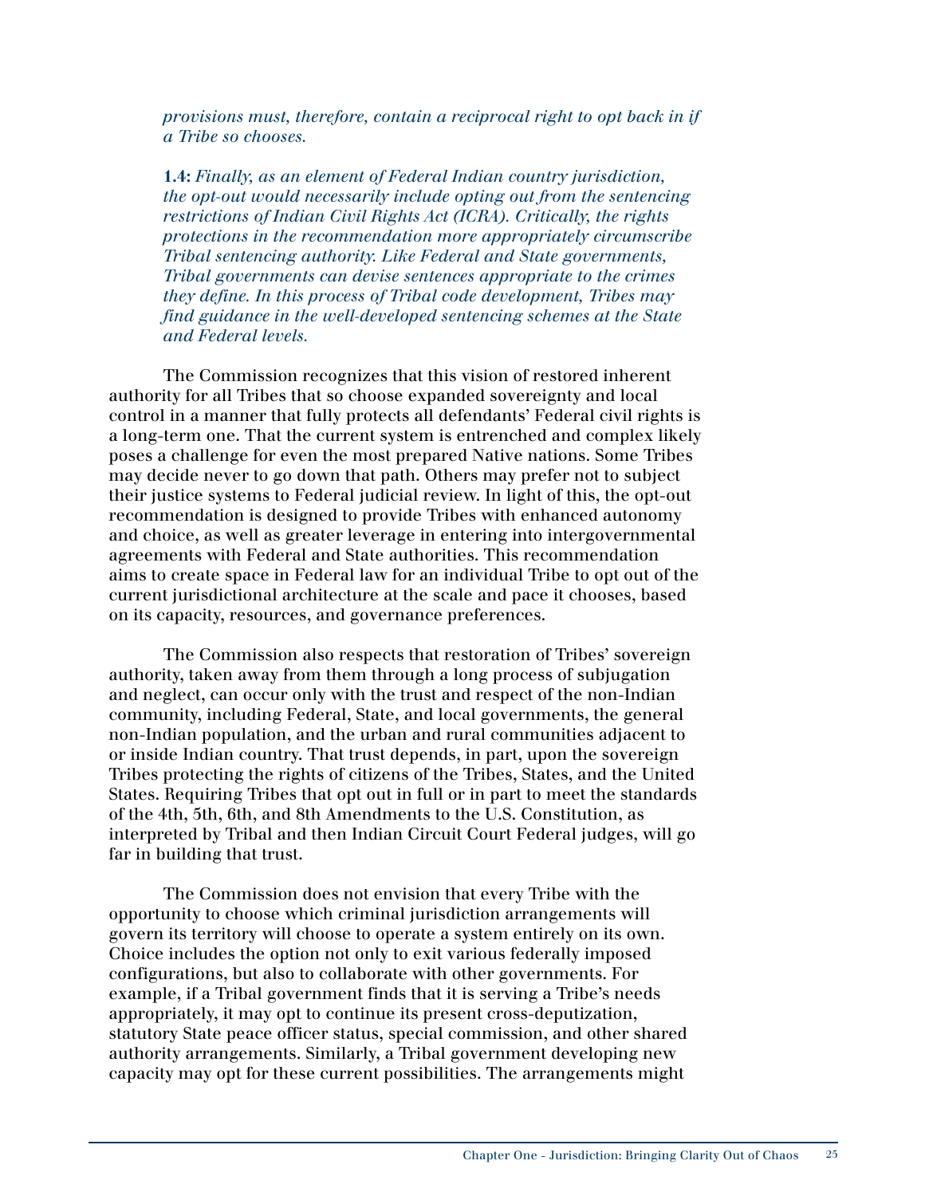*provisions must, therefore, contain a reciprocal right to opt back in if a Tribe so chooses.*

**1.4:** *Finally, as an element of Federal Indian country jurisdiction, the opt-out would necessarily include opting out from the sentencing restrictions of Indian Civil Rights Act (ICRA). Critically, the rights protections in the recommendation more appropriately circumscribe Tribal sentencing authority. Like Federal and State governments, Tribal governments can devise sentences appropriate to the crimes they define. In this process of Tribal code development, Tribes may find guidance in the well-developed sentencing schemes at the State and Federal levels.*

The Commission recognizes that this vision of restored inherent authority for all Tribes that so choose expanded sovereignty and local control in a manner that fully protects all defendants' Federal civil rights is a long-term one. That the current system is entrenched and complex likely poses a challenge for even the most prepared Native nations. Some Tribes may decide never to go down that path. Others may prefer not to subject their justice systems to Federal judicial review. In light of this, the opt-out recommendation is designed to provide Tribes with enhanced autonomy and choice, as well as greater leverage in entering into intergovernmental agreements with Federal and State authorities. This recommendation aims to create space in Federal law for an individual Tribe to opt out of the current jurisdictional architecture at the scale and pace it chooses, based on its capacity, resources, and governance preferences.

The Commission also respects that restoration of Tribes' sovereign authority, taken away from them through a long process of subjugation and neglect, can occur only with the trust and respect of the non-Indian community, including Federal, State, and local governments, the general non-Indian population, and the urban and rural communities adjacent to or inside Indian country. That trust depends, in part, upon the sovereign Tribes protecting the rights of citizens of the Tribes, States, and the United States. Requiring Tribes that opt out in full or in part to meet the standards of the 4th, 5th, 6th, and 8th Amendments to the U.S. Constitution, as interpreted by Tribal and then Indian Circuit Court Federal judges, will go far in building that trust.

The Commission does not envision that every Tribe with the opportunity to choose which criminal jurisdiction arrangements will govern its territory will choose to operate a system entirely on its own. Choice includes the option not only to exit various federally imposed configurations, but also to collaborate with other governments. For example, if a Tribal government finds that it is serving a Tribe's needs appropriately, it may opt to continue its present cross-deputization, statutory State peace officer status, special commission, and other shared authority arrangements. Similarly, a Tribal government developing new capacity may opt for these current possibilities. The arrangements might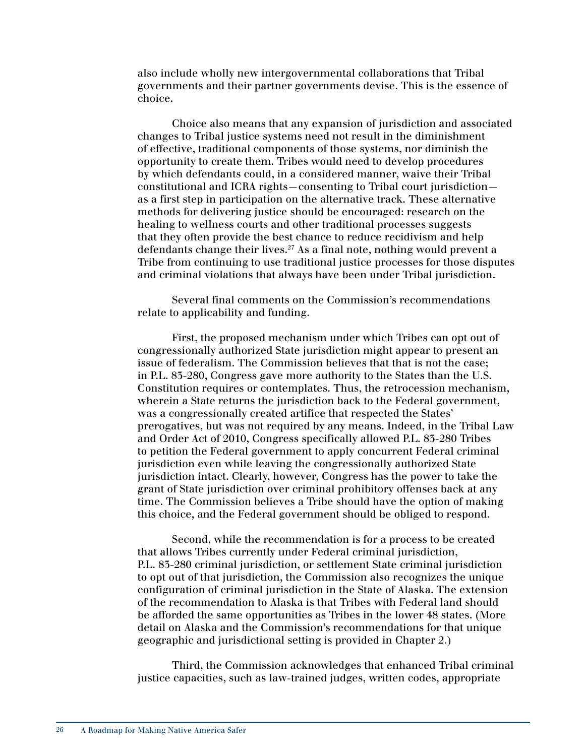also include wholly new intergovernmental collaborations that Tribal governments and their partner governments devise. This is the essence of choice.

Choice also means that any expansion of jurisdiction and associated changes to Tribal justice systems need not result in the diminishment of effective, traditional components of those systems, nor diminish the opportunity to create them. Tribes would need to develop procedures by which defendants could, in a considered manner, waive their Tribal constitutional and ICRA rights—consenting to Tribal court jurisdiction—as a first step in participation on the alternative track. These alternative methods for delivering justice should be encouraged: research on the healing to wellness courts and other traditional processes suggests that they often provide the best chance to reduce recidivism and help defendants change their lives.[27] As a final note, nothing would prevent a Tribe from continuing to use traditional justice processes for those disputes and criminal violations that always have been under Tribal jurisdiction.

Several final comments on the Commission's recommendations relate to applicability and funding.

First, the proposed mechanism under which Tribes can opt out of congressionally authorized State jurisdiction might appear to present an issue of federalism. The Commission believes that that is not the case; in P.L. 83-280, Congress gave more authority to the States than the U.S. Constitution requires or contemplates. Thus, the retrocession mechanism, wherein a State returns the jurisdiction back to the Federal government, was a congressionally created artifice that respected the States' prerogatives, but was not required by any means. Indeed, in the Tribal Law and Order Act of 2010, Congress specifically allowed P.L. 83-280 Tribes to petition the Federal government to apply concurrent Federal criminal jurisdiction even while leaving the congressionally authorized State jurisdiction intact. Clearly, however, Congress has the power to take the grant of State jurisdiction over criminal prohibitory offenses back at any time. The Commission believes a Tribe should have the option of making this choice, and the Federal government should be obliged to respond.

Second, while the recommendation is for a process to be created that allows Tribes currently under Federal criminal jurisdiction, P.L. 83-280 criminal jurisdiction, or settlement State criminal jurisdiction to opt out of that jurisdiction, the Commission also recognizes the unique configuration of criminal jurisdiction in the State of Alaska. The extension of the recommendation to Alaska is that Tribes with Federal land should be afforded the same opportunities as Tribes in the lower 48 states. (More detail on Alaska and the Commission's recommendations for that unique geographic and jurisdictional setting is provided in Chapter 2.)

Third, the Commission acknowledges that enhanced Tribal criminal justice capacities, such as law-trained judges, written codes, appropriate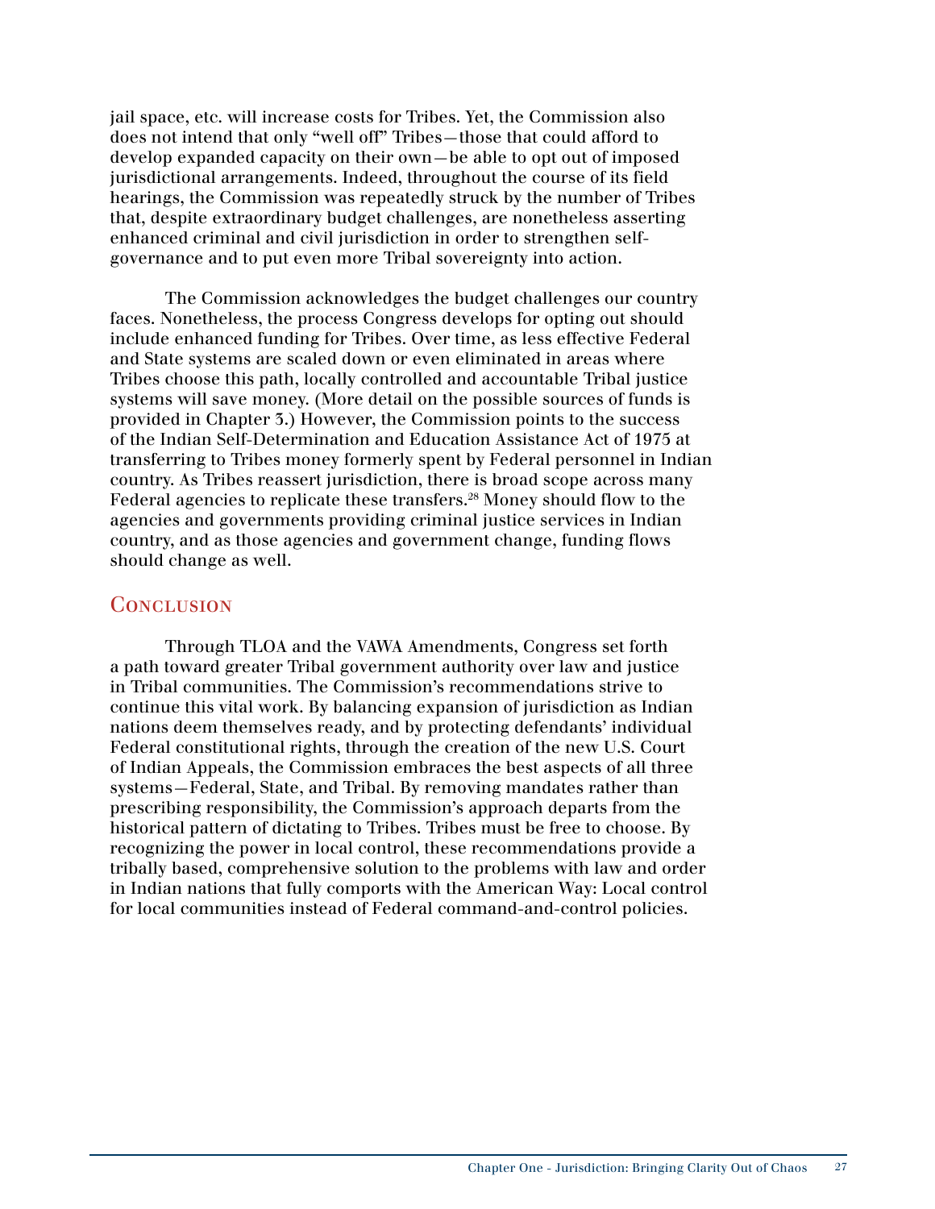jail space, etc. will increase costs for Tribes. Yet, the Commission also does not intend that only "well off" Tribes—those that could afford to develop expanded capacity on their own—be able to opt out of imposed jurisdictional arrangements. Indeed, throughout the course of its field hearings, the Commission was repeatedly struck by the number of Tribes that, despite extraordinary budget challenges, are nonetheless asserting enhanced criminal and civil jurisdiction in order to strengthen self-governance and to put even more Tribal sovereignty into action.

The Commission acknowledges the budget challenges our country faces. Nonetheless, the process Congress develops for opting out should include enhanced funding for Tribes. Over time, as less effective Federal and State systems are scaled down or even eliminated in areas where Tribes choose this path, locally controlled and accountable Tribal justice systems will save money. (More detail on the possible sources of funds is provided in Chapter 3.) However, the Commission points to the success of the Indian Self-Determination and Education Assistance Act of 1975 at transferring to Tribes money formerly spent by Federal personnel in Indian country. As Tribes reassert jurisdiction, there is broad scope across many Federal agencies to replicate these transfers.[28] Money should flow to the agencies and governments providing criminal justice services in Indian country, and as those agencies and government change, funding flows should change as well.

## Conclusion

Through TLOA and the VAWA Amendments, Congress set forth a path toward greater Tribal government authority over law and justice in Tribal communities. The Commission's recommendations strive to continue this vital work. By balancing expansion of jurisdiction as Indian nations deem themselves ready, and by protecting defendants' individual Federal constitutional rights, through the creation of the new U.S. Court of Indian Appeals, the Commission embraces the best aspects of all three systems—Federal, State, and Tribal. By removing mandates rather than prescribing responsibility, the Commission's approach departs from the historical pattern of dictating to Tribes. Tribes must be free to choose. By recognizing the power in local control, these recommendations provide a tribally based, comprehensive solution to the problems with law and order in Indian nations that fully comports with the American Way: Local control for local communities instead of Federal command-and-control policies.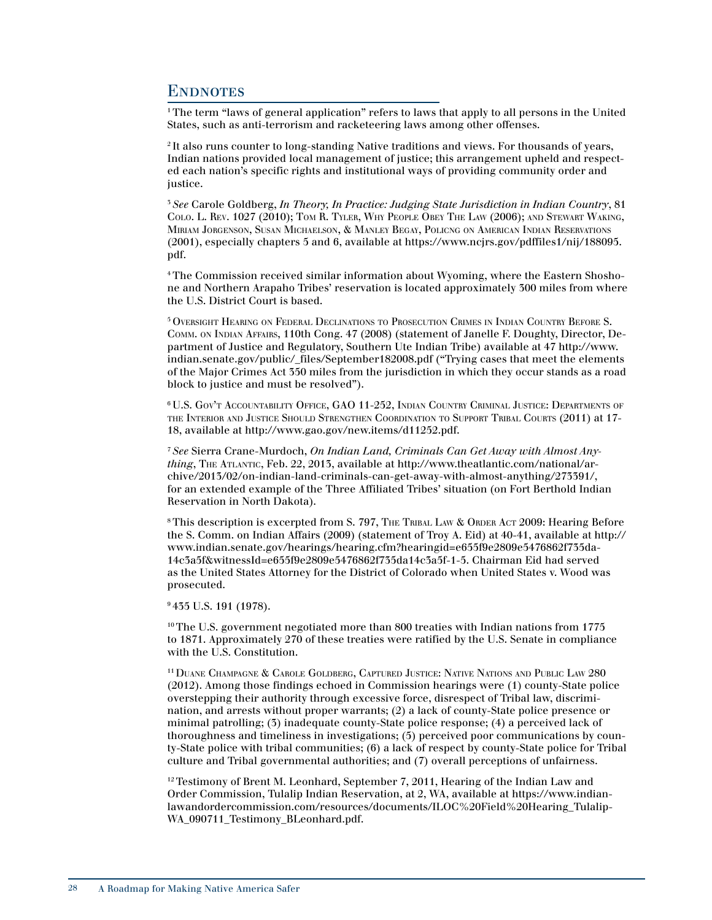## Endnotes

[1] The term "laws of general application" refers to laws that apply to all persons in the United States, such as anti-terrorism and racketeering laws among other offenses.

[2] It also runs counter to long-standing Native traditions and views. For thousands of years, Indian nations provided local management of justice; this arrangement upheld and respected each nation's specific rights and institutional ways of providing community order and justice.

[3] *See* Carole Goldberg, *In Theory, In Practice: Judging State Jurisdiction in Indian Country*, 81 Colo. L. Rev. 1027 (2010); Tom R. Tyler, Why People Obey The Law (2006); and Stewart Waking, Miriam Jorgenson, Susan Michaelson, & Manley Begay, Policng on American Indian Reservations (2001), especially chapters 5 and 6, available at https://www.ncjrs.gov/pdffiles1/nij/188095.pdf.

[4] The Commission received similar information about Wyoming, where the Eastern Shoshone and Northern Arapaho Tribes' reservation is located approximately 300 miles from where the U.S. District Court is based.

[5] Oversight Hearing on Federal Declinations to Prosecution Crimes in Indian Country Before S. Comm. on Indian Affairs, 110th Cong. 47 (2008) (statement of Janelle F. Doughty, Director, Department of Justice and Regulatory, Southern Ute Indian Tribe) available at 47 http://www.indian.senate.gov/public/_files/September182008.pdf ("Trying cases that meet the elements of the Major Crimes Act 350 miles from the jurisdiction in which they occur stands as a road block to justice and must be resolved").

[6] U.S. Gov't Accountability Office, GAO 11-252, Indian Country Criminal Justice: Departments of the Interior and Justice Should Strengthen Coordination to Support Tribal Courts (2011) at 17-18, available at http://www.gao.gov/new.items/d11252.pdf.

[7] *See* Sierra Crane-Murdoch, *On Indian Land, Criminals Can Get Away with Almost Anything*, The Atlantic, Feb. 22, 2013, available at http://www.theatlantic.com/national/archive/2013/02/on-indian-land-criminals-can-get-away-with-almost-anything/273391/, for an extended example of the Three Affiliated Tribes' situation (on Fort Berthold Indian Reservation in North Dakota).

[8] This description is excerpted from S. 797, The Tribal Law & Order Act 2009: Hearing Before the S. Comm. on Indian Affairs (2009) (statement of Troy A. Eid) at 40-41, available at http://www.indian.senate.gov/hearings/hearing.cfm?hearingid=e655f9e2809e5476862f735da14c3a5f&witnessId=e655f9e2809e5476862f735da14c3a5f-1-5. Chairman Eid had served as the United States Attorney for the District of Colorado when United States v. Wood was prosecuted.

[9] 435 U.S. 191 (1978).

[10] The U.S. government negotiated more than 800 treaties with Indian nations from 1775 to 1871. Approximately 270 of these treaties were ratified by the U.S. Senate in compliance with the U.S. Constitution.

[11] Duane Champagne & Carole Goldberg, Captured Justice: Native Nations and Public Law 280 (2012). Among those findings echoed in Commission hearings were (1) county-State police overstepping their authority through excessive force, disrespect of Tribal law, discrimination, and arrests without proper warrants; (2) a lack of county-State police presence or minimal patrolling; (3) inadequate county-State police response; (4) a perceived lack of thoroughness and timeliness in investigations; (5) perceived poor communications by county-State police with tribal communities; (6) a lack of respect by county-State police for Tribal culture and Tribal governmental authorities; and (7) overall perceptions of unfairness.

[12] Testimony of Brent M. Leonhard, September 7, 2011, Hearing of the Indian Law and Order Commission, Tulalip Indian Reservation, at 2, WA, available at https://www.indianlawandordercommission.com/resources/documents/ILOC%20Field%20Hearing_Tulalip-WA_090711_Testimony_BLeonhard.pdf.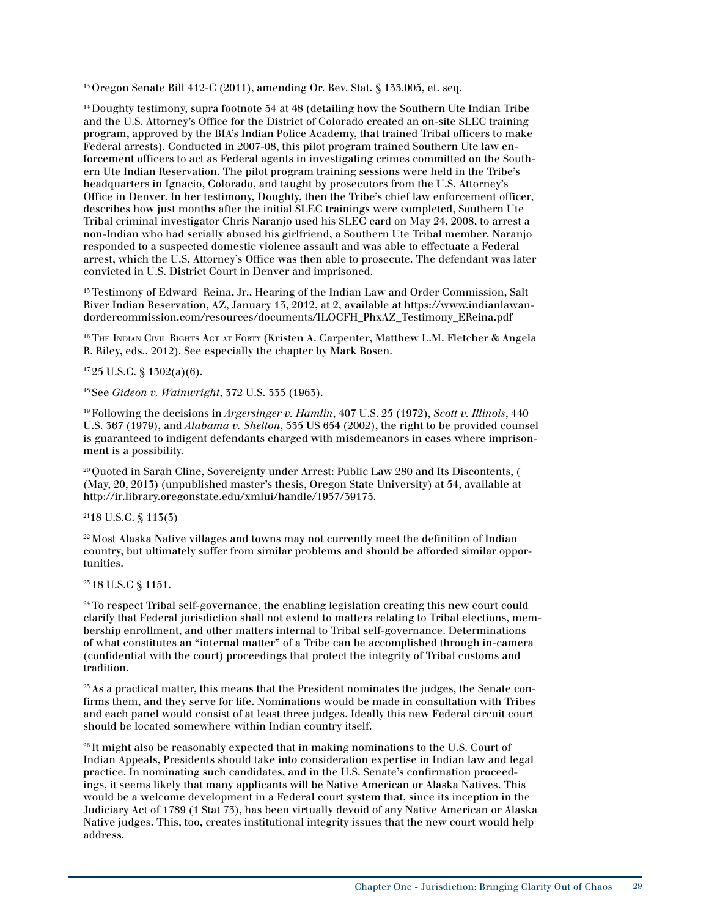[13] Oregon Senate Bill 412-C (2011), amending Or. Rev. Stat. § 133.005, et. seq.

[14] Doughty testimony, supra footnote 54 at 48 (detailing how the Southern Ute Indian Tribe and the U.S. Attorney's Office for the District of Colorado created an on-site SLEC training program, approved by the BIA's Indian Police Academy, that trained Tribal officers to make Federal arrests). Conducted in 2007-08, this pilot program trained Southern Ute law enforcement officers to act as Federal agents in investigating crimes committed on the Southern Ute Indian Reservation. The pilot program training sessions were held in the Tribe's headquarters in Ignacio, Colorado, and taught by prosecutors from the U.S. Attorney's Office in Denver. In her testimony, Doughty, then the Tribe's chief law enforcement officer, describes how just months after the initial SLEC trainings were completed, Southern Ute Tribal criminal investigator Chris Naranjo used his SLEC card on May 24, 2008, to arrest a non-Indian who had serially abused his girlfriend, a Southern Ute Tribal member. Naranjo responded to a suspected domestic violence assault and was able to effectuate a Federal arrest, which the U.S. Attorney's Office was then able to prosecute. The defendant was later convicted in U.S. District Court in Denver and imprisoned.

[15] Testimony of Edward Reina, Jr., Hearing of the Indian Law and Order Commission, Salt River Indian Reservation, AZ, January 13, 2012, at 2, available at https://www.indianlawandordercommission.com/resources/documents/ILOCFH_PhxAZ_Testimony_EReina.pdf

[16] The Indian Civil Rights Act at Forty (Kristen A. Carpenter, Matthew L.M. Fletcher & Angela R. Riley, eds., 2012). See especially the chapter by Mark Rosen.

[17] 25 U.S.C. § 1302(a)(6).

[18] See *Gideon v. Wainwright*, 372 U.S. 335 (1963).

[19] Following the decisions in *Argersinger v. Hamlin*, 407 U.S. 25 (1972), *Scott v. Illinois*, 440 U.S. 367 (1979), and *Alabama v. Shelton*, 535 US 654 (2002), the right to be provided counsel is guaranteed to indigent defendants charged with misdemeanors in cases where imprisonment is a possibility.

[20] Quoted in Sarah Cline, Sovereignty under Arrest: Public Law 280 and Its Discontents, ( (May, 20, 2013) (unpublished master's thesis, Oregon State University) at 54, available at http://ir.library.oregonstate.edu/xmlui/handle/1957/39175.

[21] 18 U.S.C. § 113(3)

[22] Most Alaska Native villages and towns may not currently meet the definition of Indian country, but ultimately suffer from similar problems and should be afforded similar opportunities.

[23] 18 U.S.C § 1151.

[24] To respect Tribal self-governance, the enabling legislation creating this new court could clarify that Federal jurisdiction shall not extend to matters relating to Tribal elections, membership enrollment, and other matters internal to Tribal self-governance. Determinations of what constitutes an "internal matter" of a Tribe can be accomplished through in-camera (confidential with the court) proceedings that protect the integrity of Tribal customs and tradition.

[25] As a practical matter, this means that the President nominates the judges, the Senate confirms them, and they serve for life. Nominations would be made in consultation with Tribes and each panel would consist of at least three judges. Ideally this new Federal circuit court should be located somewhere within Indian country itself.

[26] It might also be reasonably expected that in making nominations to the U.S. Court of Indian Appeals, Presidents should take into consideration expertise in Indian law and legal practice. In nominating such candidates, and in the U.S. Senate's confirmation proceedings, it seems likely that many applicants will be Native American or Alaska Natives. This would be a welcome development in a Federal court system that, since its inception in the Judiciary Act of 1789 (1 Stat 73), has been virtually devoid of any Native American or Alaska Native judges. This, too, creates institutional integrity issues that the new court would help address.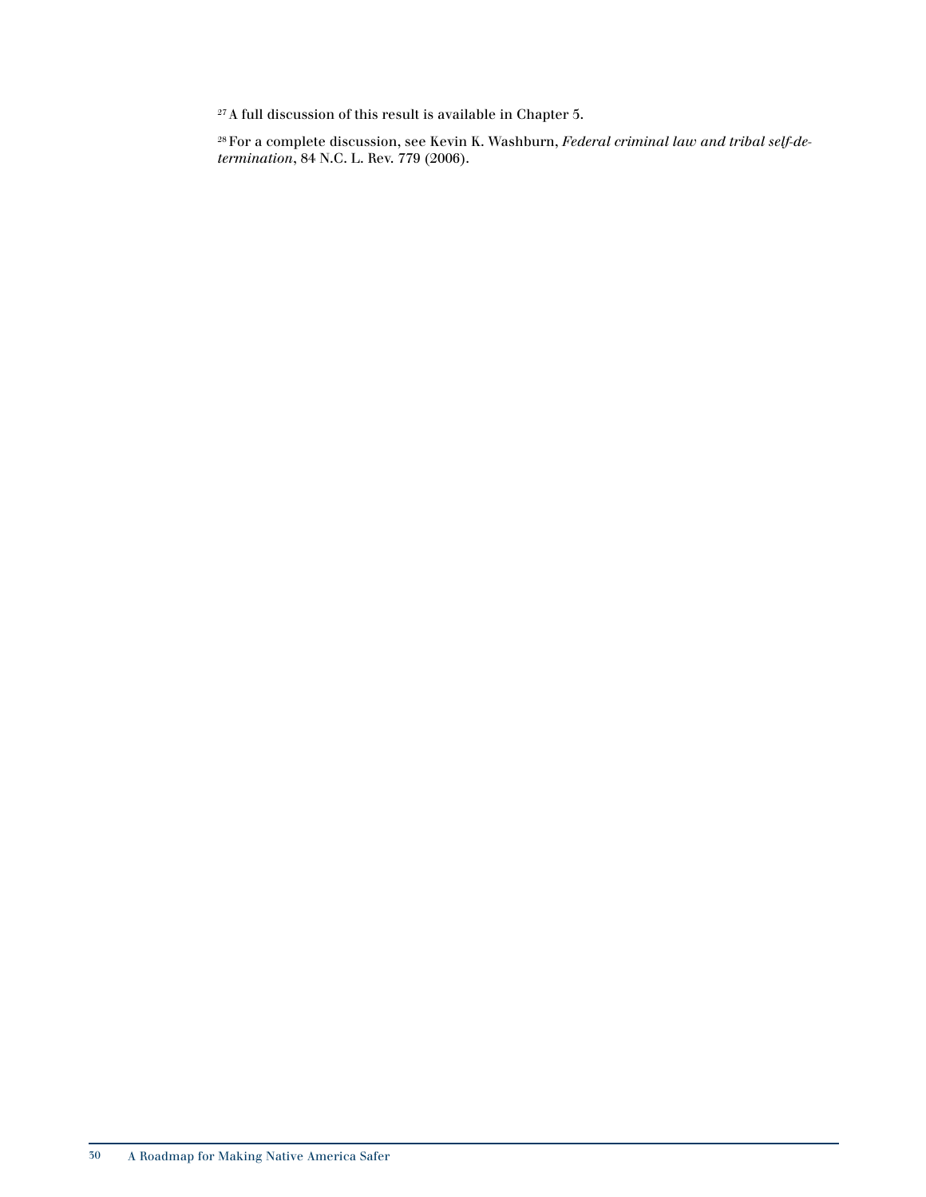[27] A full discussion of this result is available in Chapter 5.

[28] For a complete discussion, see Kevin K. Washburn, *Federal criminal law and tribal self-determination*, 84 N.C. L. Rev. 779 (2006).